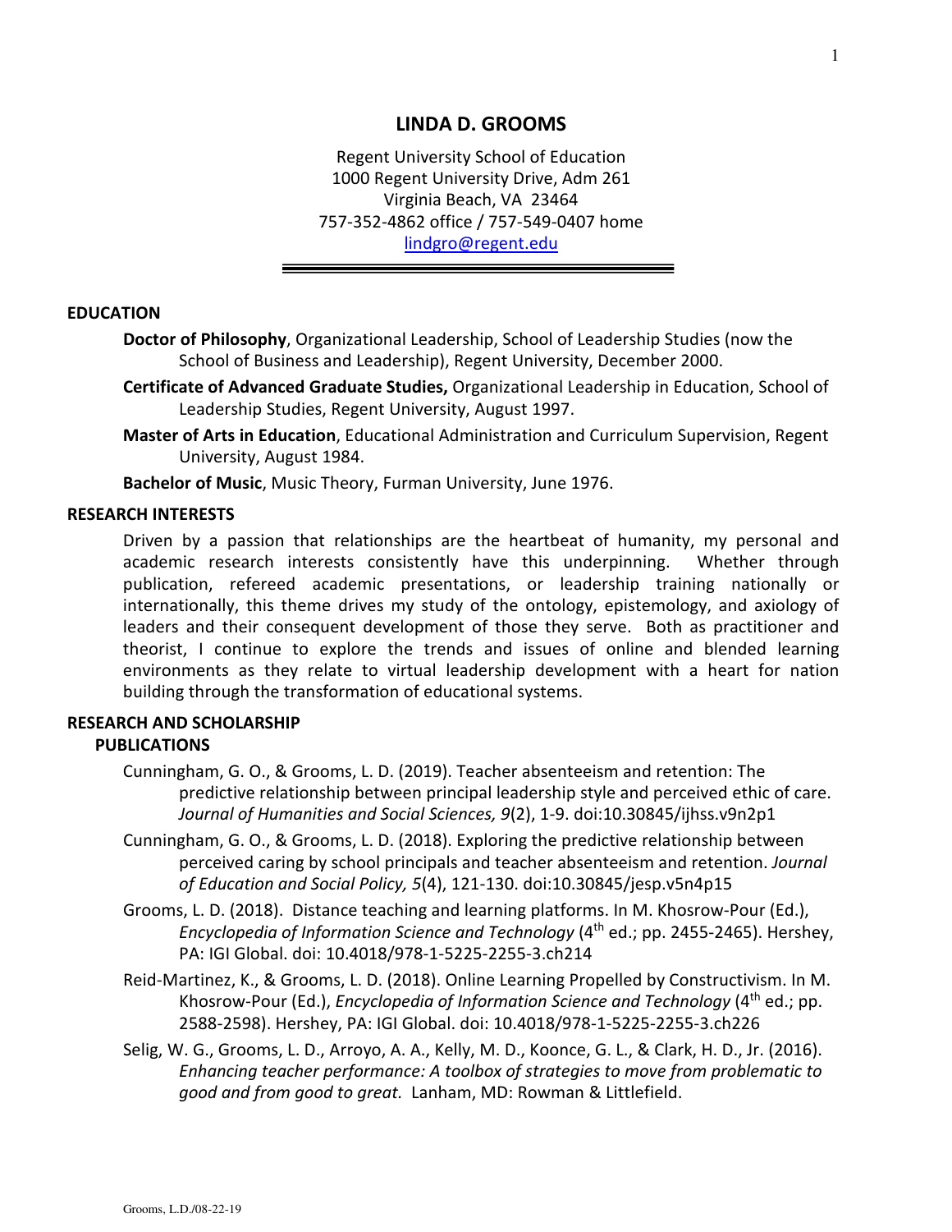# LINDA D. GROOMS

Regent University School of Education
1000 Regent University Drive, Adm 261
Virginia Beach, VA 23464
757-352-4862 office / 757-549-0407 home
lindgro@regent.edu

---

## EDUCATION

**Doctor of Philosophy**, Organizational Leadership, School of Leadership Studies (now the School of Business and Leadership), Regent University, December 2000.

**Certificate of Advanced Graduate Studies,** Organizational Leadership in Education, School of Leadership Studies, Regent University, August 1997.

**Master of Arts in Education**, Educational Administration and Curriculum Supervision, Regent University, August 1984.

**Bachelor of Music**, Music Theory, Furman University, June 1976.

## RESEARCH INTERESTS

Driven by a passion that relationships are the heartbeat of humanity, my personal and academic research interests consistently have this underpinning. Whether through publication, refereed academic presentations, or leadership training nationally or internationally, this theme drives my study of the ontology, epistemology, and axiology of leaders and their consequent development of those they serve. Both as practitioner and theorist, I continue to explore the trends and issues of online and blended learning environments as they relate to virtual leadership development with a heart for nation building through the transformation of educational systems.

## RESEARCH AND SCHOLARSHIP

### PUBLICATIONS

Cunningham, G. O., & Grooms, L. D. (2019). Teacher absenteeism and retention: The predictive relationship between principal leadership style and perceived ethic of care. *Journal of Humanities and Social Sciences, 9*(2), 1-9. doi:10.30845/ijhss.v9n2p1

Cunningham, G. O., & Grooms, L. D. (2018). Exploring the predictive relationship between perceived caring by school principals and teacher absenteeism and retention. *Journal of Education and Social Policy, 5*(4), 121-130. doi:10.30845/jesp.v5n4p15

Grooms, L. D. (2018). Distance teaching and learning platforms. In M. Khosrow-Pour (Ed.), *Encyclopedia of Information Science and Technology* (4th ed.; pp. 2455-2465). Hershey, PA: IGI Global. doi: 10.4018/978-1-5225-2255-3.ch214

Reid-Martinez, K., & Grooms, L. D. (2018). Online Learning Propelled by Constructivism. In M. Khosrow-Pour (Ed.), *Encyclopedia of Information Science and Technology* (4th ed.; pp. 2588-2598). Hershey, PA: IGI Global. doi: 10.4018/978-1-5225-2255-3.ch226

Selig, W. G., Grooms, L. D., Arroyo, A. A., Kelly, M. D., Koonce, G. L., & Clark, H. D., Jr. (2016). *Enhancing teacher performance: A toolbox of strategies to move from problematic to good and from good to great.* Lanham, MD: Rowman & Littlefield.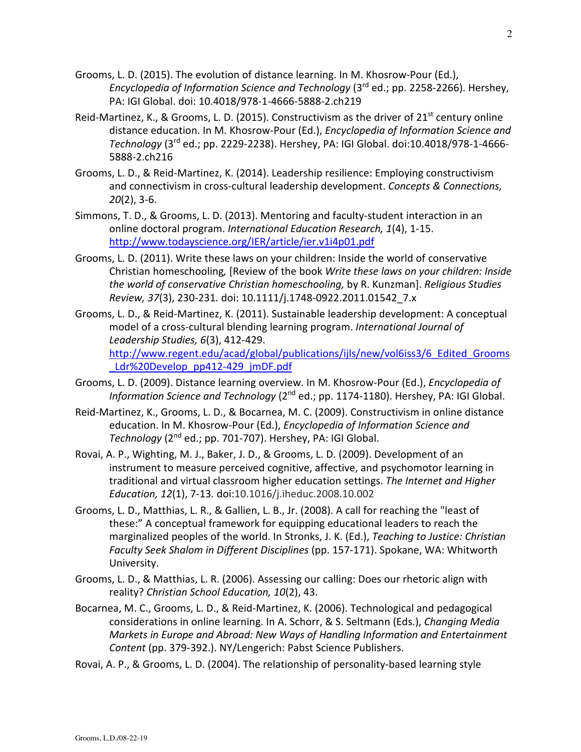Grooms, L. D. (2015). The evolution of distance learning. In M. Khosrow-Pour (Ed.), *Encyclopedia of Information Science and Technology* (3rd ed.; pp. 2258-2266). Hershey, PA: IGI Global. doi: 10.4018/978-1-4666-5888-2.ch219

Reid-Martinez, K., & Grooms, L. D. (2015). Constructivism as the driver of 21st century online distance education. In M. Khosrow-Pour (Ed.), *Encyclopedia of Information Science and Technology* (3rd ed.; pp. 2229-2238). Hershey, PA: IGI Global. doi:10.4018/978-1-4666-5888-2.ch216

Grooms, L. D., & Reid-Martinez, K. (2014). Leadership resilience: Employing constructivism and connectivism in cross-cultural leadership development. *Concepts & Connections, 20*(2), 3-6.

Simmons, T. D., & Grooms, L. D. (2013). Mentoring and faculty-student interaction in an online doctoral program. *International Education Research, 1*(4), 1-15. http://www.todayscience.org/IER/article/ier.v1i4p01.pdf

Grooms, L. D. (2011). Write these laws on your children: Inside the world of conservative Christian homeschooling, [Review of the book *Write these laws on your children: Inside the world of conservative Christian homeschooling,* by R. Kunzman]. *Religious Studies Review, 37*(3), 230-231. doi: 10.1111/j.1748-0922.2011.01542_7.x

Grooms, L. D., & Reid-Martinez, K. (2011). Sustainable leadership development: A conceptual model of a cross-cultural blending learning program. *International Journal of Leadership Studies, 6*(3), 412-429. http://www.regent.edu/acad/global/publications/ijls/new/vol6iss3/6_Edited_Grooms_Ldr%20Develop_pp412-429_jmDF.pdf

Grooms, L. D. (2009). Distance learning overview. In M. Khosrow-Pour (Ed.), *Encyclopedia of Information Science and Technology* (2nd ed.; pp. 1174-1180). Hershey, PA: IGI Global.

Reid-Martinez, K., Grooms, L. D., & Bocarnea, M. C. (2009). Constructivism in online distance education. In M. Khosrow-Pour (Ed.), *Encyclopedia of Information Science and Technology* (2nd ed.; pp. 701-707). Hershey, PA: IGI Global.

Rovai, A. P., Wighting, M. J., Baker, J. D., & Grooms, L. D. (2009). Development of an instrument to measure perceived cognitive, affective, and psychomotor learning in traditional and virtual classroom higher education settings. *The Internet and Higher Education, 12*(1), 7-13. doi:10.1016/j.iheduc.2008.10.002

Grooms, L. D., Matthias, L. R., & Gallien, L. B., Jr. (2008). A call for reaching the "least of these:" A conceptual framework for equipping educational leaders to reach the marginalized peoples of the world. In Stronks, J. K. (Ed.), *Teaching to Justice: Christian Faculty Seek Shalom in Different Disciplines* (pp. 157-171). Spokane, WA: Whitworth University.

Grooms, L. D., & Matthias, L. R. (2006). Assessing our calling: Does our rhetoric align with reality? *Christian School Education, 10*(2), 43.

Bocarnea, M. C., Grooms, L. D., & Reid-Martinez, K. (2006). Technological and pedagogical considerations in online learning. In A. Schorr, & S. Seltmann (Eds.), *Changing Media Markets in Europe and Abroad: New Ways of Handling Information and Entertainment Content* (pp. 379-392.). NY/Lengerich: Pabst Science Publishers.

Rovai, A. P., & Grooms, L. D. (2004). The relationship of personality-based learning style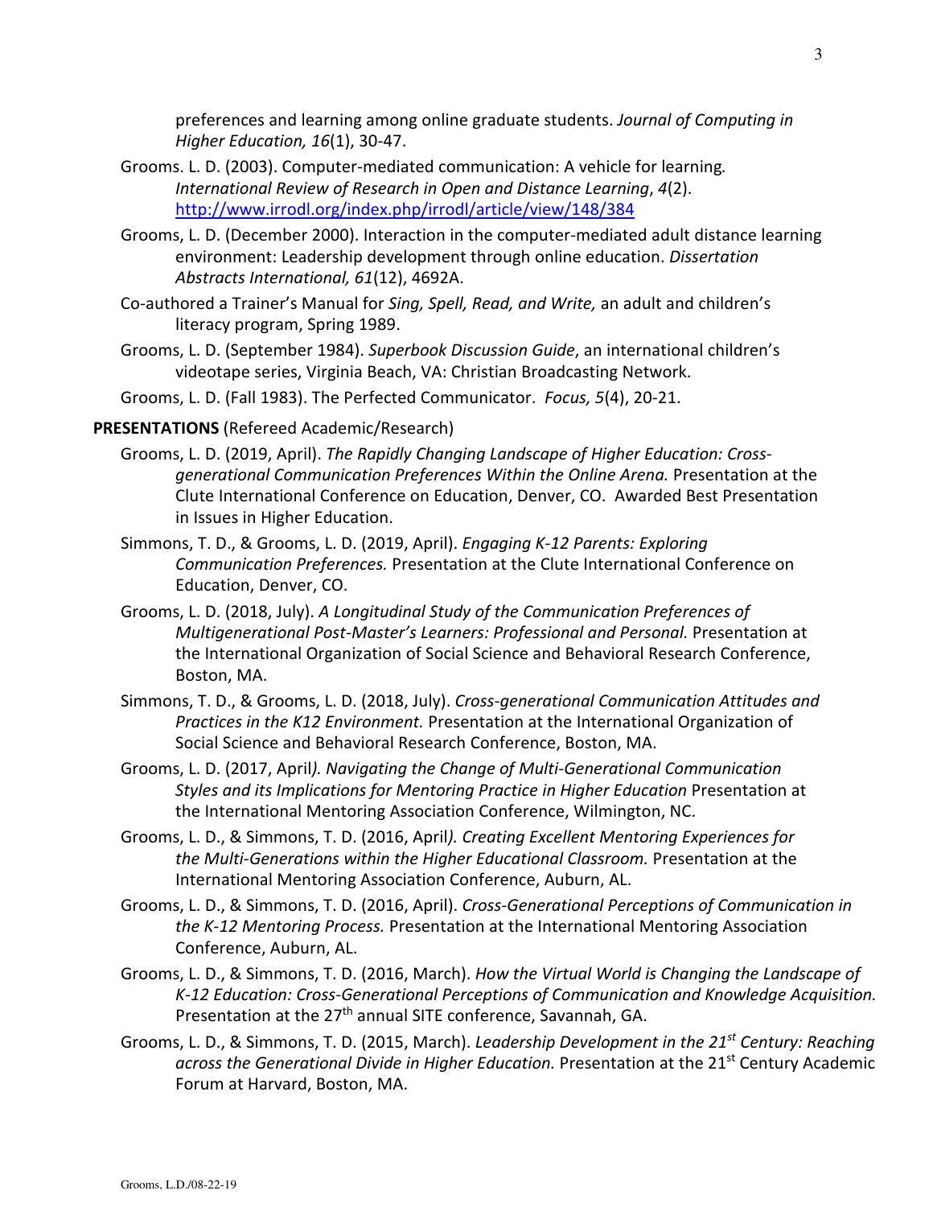preferences and learning among online graduate students. *Journal of Computing in Higher Education, 16*(1), 30-47.

Grooms. L. D. (2003). Computer-mediated communication: A vehicle for learning. *International Review of Research in Open and Distance Learning*, *4*(2). http://www.irrodl.org/index.php/irrodl/article/view/148/384

Grooms, L. D. (December 2000). Interaction in the computer-mediated adult distance learning environment: Leadership development through online education. *Dissertation Abstracts International, 61*(12), 4692A.

Co-authored a Trainer's Manual for *Sing, Spell, Read, and Write,* an adult and children's literacy program, Spring 1989.

Grooms, L. D. (September 1984). *Superbook Discussion Guide*, an international children's videotape series, Virginia Beach, VA: Christian Broadcasting Network.

Grooms, L. D. (Fall 1983). The Perfected Communicator. *Focus, 5*(4), 20-21.

**PRESENTATIONS** (Refereed Academic/Research)

Grooms, L. D. (2019, April). *The Rapidly Changing Landscape of Higher Education: Cross-generational Communication Preferences Within the Online Arena.* Presentation at the Clute International Conference on Education, Denver, CO. Awarded Best Presentation in Issues in Higher Education.

Simmons, T. D., & Grooms, L. D. (2019, April). *Engaging K-12 Parents: Exploring Communication Preferences.* Presentation at the Clute International Conference on Education, Denver, CO.

Grooms, L. D. (2018, July). *A Longitudinal Study of the Communication Preferences of Multigenerational Post-Master's Learners: Professional and Personal.* Presentation at the International Organization of Social Science and Behavioral Research Conference, Boston, MA.

Simmons, T. D., & Grooms, L. D. (2018, July). *Cross-generational Communication Attitudes and Practices in the K12 Environment.* Presentation at the International Organization of Social Science and Behavioral Research Conference, Boston, MA.

Grooms, L. D. (2017, April*). Navigating the Change of Multi-Generational Communication Styles and its Implications for Mentoring Practice in Higher Education* Presentation at the International Mentoring Association Conference, Wilmington, NC.

Grooms, L. D., & Simmons, T. D. (2016, April*). Creating Excellent Mentoring Experiences for the Multi-Generations within the Higher Educational Classroom.* Presentation at the International Mentoring Association Conference, Auburn, AL.

Grooms, L. D., & Simmons, T. D. (2016, April). *Cross-Generational Perceptions of Communication in the K-12 Mentoring Process.* Presentation at the International Mentoring Association Conference, Auburn, AL.

Grooms, L. D., & Simmons, T. D. (2016, March). *How the Virtual World is Changing the Landscape of K-12 Education: Cross-Generational Perceptions of Communication and Knowledge Acquisition.* Presentation at the 27th annual SITE conference, Savannah, GA.

Grooms, L. D., & Simmons, T. D. (2015, March). *Leadership Development in the 21st Century: Reaching across the Generational Divide in Higher Education.* Presentation at the 21st Century Academic Forum at Harvard, Boston, MA.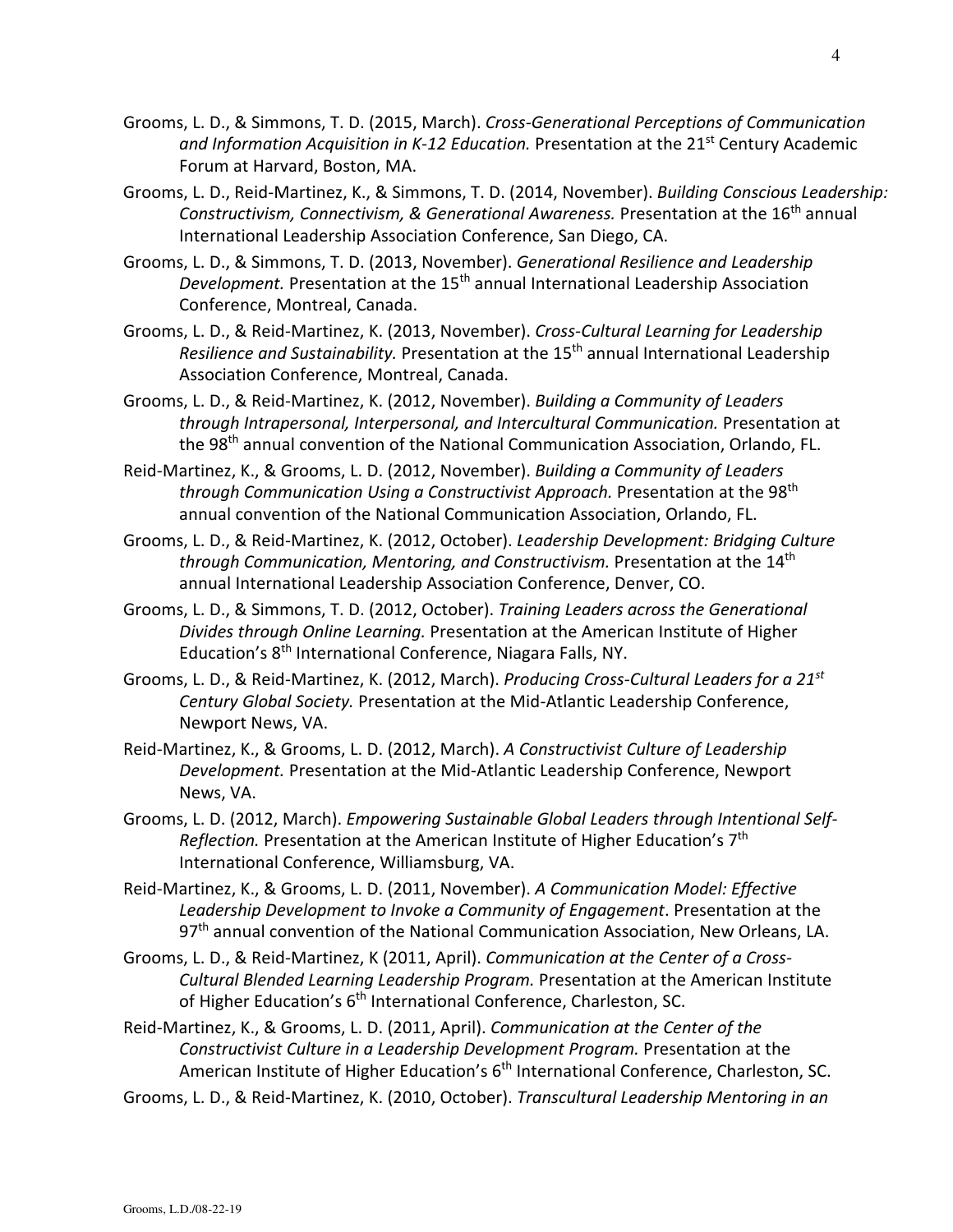Grooms, L. D., & Simmons, T. D. (2015, March). *Cross-Generational Perceptions of Communication and Information Acquisition in K-12 Education.* Presentation at the 21st Century Academic Forum at Harvard, Boston, MA.

Grooms, L. D., Reid-Martinez, K., & Simmons, T. D. (2014, November). *Building Conscious Leadership: Constructivism, Connectivism, & Generational Awareness.* Presentation at the 16th annual International Leadership Association Conference, San Diego, CA.

Grooms, L. D., & Simmons, T. D. (2013, November). *Generational Resilience and Leadership Development.* Presentation at the 15th annual International Leadership Association Conference, Montreal, Canada.

Grooms, L. D., & Reid-Martinez, K. (2013, November). *Cross-Cultural Learning for Leadership Resilience and Sustainability.* Presentation at the 15th annual International Leadership Association Conference, Montreal, Canada.

Grooms, L. D., & Reid-Martinez, K. (2012, November). *Building a Community of Leaders through Intrapersonal, Interpersonal, and Intercultural Communication.* Presentation at the 98th annual convention of the National Communication Association, Orlando, FL.

Reid-Martinez, K., & Grooms, L. D. (2012, November). *Building a Community of Leaders through Communication Using a Constructivist Approach.* Presentation at the 98th annual convention of the National Communication Association, Orlando, FL.

Grooms, L. D., & Reid-Martinez, K. (2012, October). *Leadership Development: Bridging Culture through Communication, Mentoring, and Constructivism.* Presentation at the 14th annual International Leadership Association Conference, Denver, CO.

Grooms, L. D., & Simmons, T. D. (2012, October). *Training Leaders across the Generational Divides through Online Learning.* Presentation at the American Institute of Higher Education's 8th International Conference, Niagara Falls, NY.

Grooms, L. D., & Reid-Martinez, K. (2012, March). *Producing Cross-Cultural Leaders for a 21st Century Global Society.* Presentation at the Mid-Atlantic Leadership Conference, Newport News, VA.

Reid-Martinez, K., & Grooms, L. D. (2012, March). *A Constructivist Culture of Leadership Development.* Presentation at the Mid-Atlantic Leadership Conference, Newport News, VA.

Grooms, L. D. (2012, March). *Empowering Sustainable Global Leaders through Intentional Self-Reflection.* Presentation at the American Institute of Higher Education's 7th International Conference, Williamsburg, VA.

Reid-Martinez, K., & Grooms, L. D. (2011, November). *A Communication Model: Effective Leadership Development to Invoke a Community of Engagement*. Presentation at the 97th annual convention of the National Communication Association, New Orleans, LA.

Grooms, L. D., & Reid-Martinez, K (2011, April). *Communication at the Center of a Cross-Cultural Blended Learning Leadership Program.* Presentation at the American Institute of Higher Education's 6th International Conference, Charleston, SC.

Reid-Martinez, K., & Grooms, L. D. (2011, April). *Communication at the Center of the Constructivist Culture in a Leadership Development Program.* Presentation at the American Institute of Higher Education's 6th International Conference, Charleston, SC.

Grooms, L. D., & Reid-Martinez, K. (2010, October). *Transcultural Leadership Mentoring in an*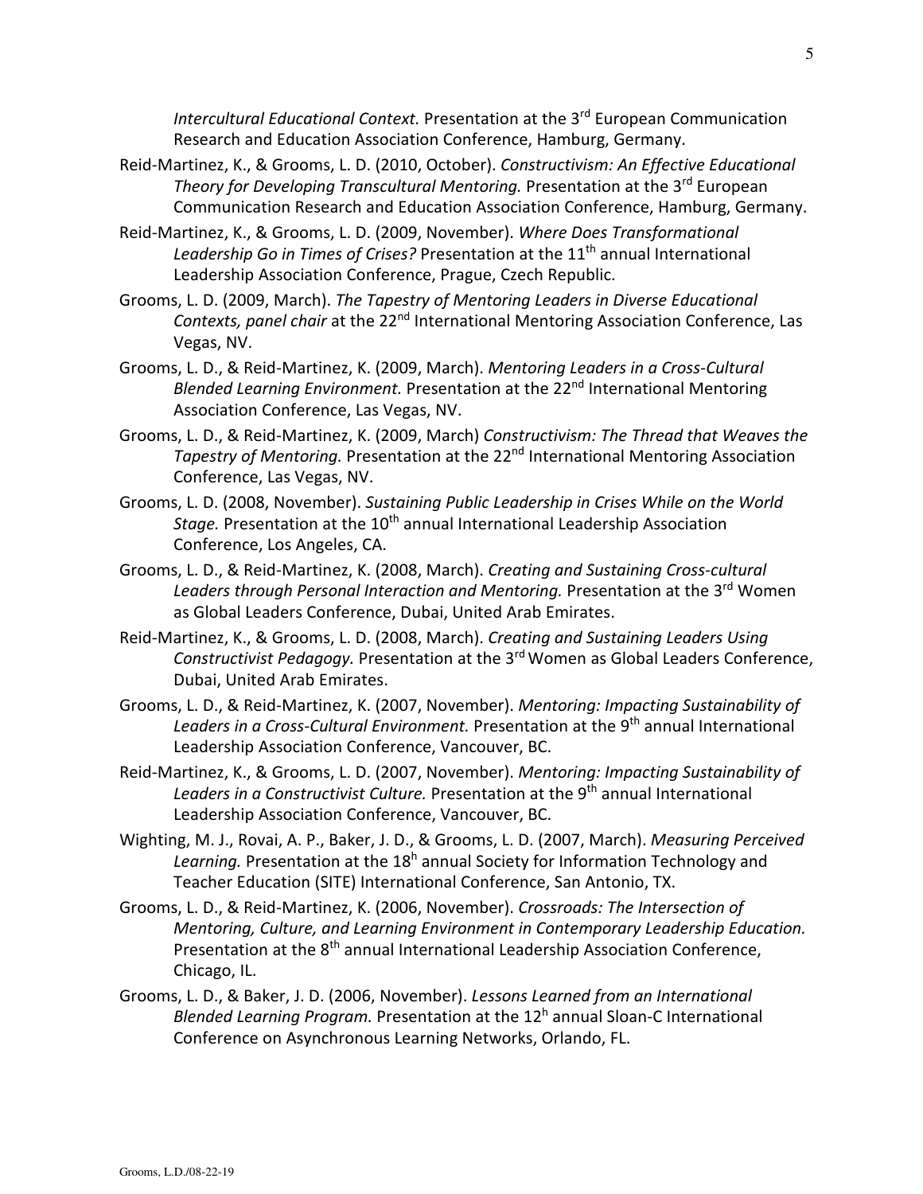*Intercultural Educational Context.* Presentation at the 3rd European Communication Research and Education Association Conference, Hamburg, Germany.

Reid-Martinez, K., & Grooms, L. D. (2010, October). *Constructivism: An Effective Educational Theory for Developing Transcultural Mentoring.* Presentation at the 3rd European Communication Research and Education Association Conference, Hamburg, Germany.

Reid-Martinez, K., & Grooms, L. D. (2009, November). *Where Does Transformational Leadership Go in Times of Crises?* Presentation at the 11th annual International Leadership Association Conference, Prague, Czech Republic.

Grooms, L. D. (2009, March). *The Tapestry of Mentoring Leaders in Diverse Educational Contexts, panel chair* at the 22nd International Mentoring Association Conference, Las Vegas, NV.

Grooms, L. D., & Reid-Martinez, K. (2009, March). *Mentoring Leaders in a Cross-Cultural Blended Learning Environment.* Presentation at the 22nd International Mentoring Association Conference, Las Vegas, NV.

Grooms, L. D., & Reid-Martinez, K. (2009, March) *Constructivism: The Thread that Weaves the Tapestry of Mentoring.* Presentation at the 22nd International Mentoring Association Conference, Las Vegas, NV.

Grooms, L. D. (2008, November). *Sustaining Public Leadership in Crises While on the World Stage.* Presentation at the 10th annual International Leadership Association Conference, Los Angeles, CA.

Grooms, L. D., & Reid-Martinez, K. (2008, March). *Creating and Sustaining Cross-cultural Leaders through Personal Interaction and Mentoring.* Presentation at the 3rd Women as Global Leaders Conference, Dubai, United Arab Emirates.

Reid-Martinez, K., & Grooms, L. D. (2008, March). *Creating and Sustaining Leaders Using Constructivist Pedagogy.* Presentation at the 3rd Women as Global Leaders Conference, Dubai, United Arab Emirates.

Grooms, L. D., & Reid-Martinez, K. (2007, November). *Mentoring: Impacting Sustainability of Leaders in a Cross-Cultural Environment.* Presentation at the 9th annual International Leadership Association Conference, Vancouver, BC.

Reid-Martinez, K., & Grooms, L. D. (2007, November). *Mentoring: Impacting Sustainability of Leaders in a Constructivist Culture.* Presentation at the 9th annual International Leadership Association Conference, Vancouver, BC.

Wighting, M. J., Rovai, A. P., Baker, J. D., & Grooms, L. D. (2007, March). *Measuring Perceived Learning.* Presentation at the 18h annual Society for Information Technology and Teacher Education (SITE) International Conference, San Antonio, TX.

Grooms, L. D., & Reid-Martinez, K. (2006, November). *Crossroads: The Intersection of Mentoring, Culture, and Learning Environment in Contemporary Leadership Education.* Presentation at the 8th annual International Leadership Association Conference, Chicago, IL.

Grooms, L. D., & Baker, J. D. (2006, November). *Lessons Learned from an International Blended Learning Program.* Presentation at the 12h annual Sloan-C International Conference on Asynchronous Learning Networks, Orlando, FL.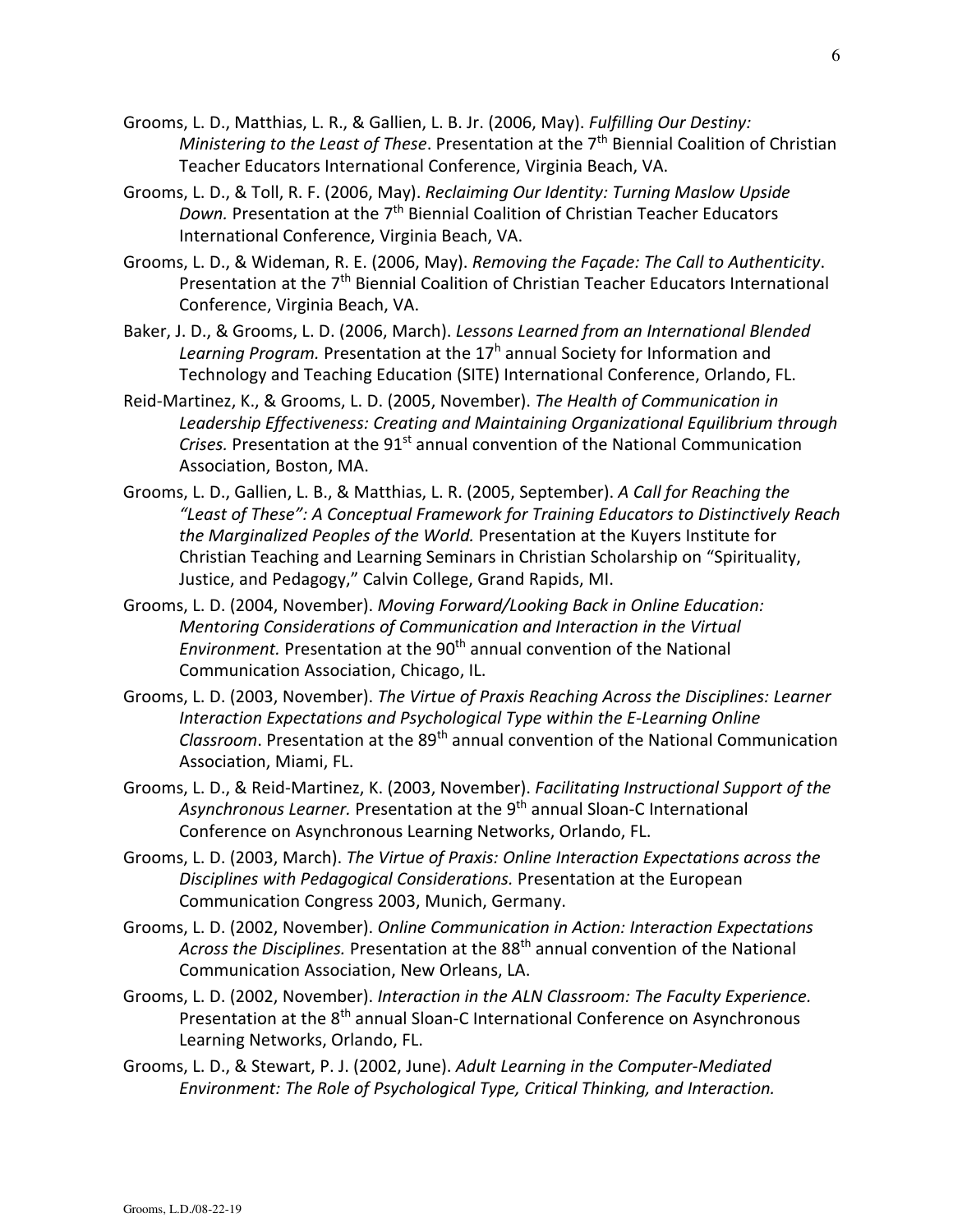Grooms, L. D., Matthias, L. R., & Gallien, L. B. Jr. (2006, May). *Fulfilling Our Destiny: Ministering to the Least of These*. Presentation at the 7th Biennial Coalition of Christian Teacher Educators International Conference, Virginia Beach, VA.

Grooms, L. D., & Toll, R. F. (2006, May). *Reclaiming Our Identity: Turning Maslow Upside Down.* Presentation at the 7th Biennial Coalition of Christian Teacher Educators International Conference, Virginia Beach, VA.

Grooms, L. D., & Wideman, R. E. (2006, May). *Removing the Façade: The Call to Authenticity*. Presentation at the 7th Biennial Coalition of Christian Teacher Educators International Conference, Virginia Beach, VA.

Baker, J. D., & Grooms, L. D. (2006, March). *Lessons Learned from an International Blended Learning Program.* Presentation at the 17h annual Society for Information and Technology and Teaching Education (SITE) International Conference, Orlando, FL.

Reid-Martinez, K., & Grooms, L. D. (2005, November). *The Health of Communication in Leadership Effectiveness: Creating and Maintaining Organizational Equilibrium through Crises.* Presentation at the 91st annual convention of the National Communication Association, Boston, MA.

Grooms, L. D., Gallien, L. B., & Matthias, L. R. (2005, September). *A Call for Reaching the "Least of These": A Conceptual Framework for Training Educators to Distinctively Reach the Marginalized Peoples of the World.* Presentation at the Kuyers Institute for Christian Teaching and Learning Seminars in Christian Scholarship on "Spirituality, Justice, and Pedagogy," Calvin College, Grand Rapids, MI.

Grooms, L. D. (2004, November). *Moving Forward/Looking Back in Online Education: Mentoring Considerations of Communication and Interaction in the Virtual Environment.* Presentation at the 90th annual convention of the National Communication Association, Chicago, IL.

Grooms, L. D. (2003, November). *The Virtue of Praxis Reaching Across the Disciplines: Learner Interaction Expectations and Psychological Type within the E-Learning Online Classroom*. Presentation at the 89th annual convention of the National Communication Association, Miami, FL.

Grooms, L. D., & Reid-Martinez, K. (2003, November). *Facilitating Instructional Support of the Asynchronous Learner.* Presentation at the 9th annual Sloan-C International Conference on Asynchronous Learning Networks, Orlando, FL.

Grooms, L. D. (2003, March). *The Virtue of Praxis: Online Interaction Expectations across the Disciplines with Pedagogical Considerations.* Presentation at the European Communication Congress 2003, Munich, Germany.

Grooms, L. D. (2002, November). *Online Communication in Action: Interaction Expectations Across the Disciplines.* Presentation at the 88th annual convention of the National Communication Association, New Orleans, LA.

Grooms, L. D. (2002, November). *Interaction in the ALN Classroom: The Faculty Experience.* Presentation at the 8th annual Sloan-C International Conference on Asynchronous Learning Networks, Orlando, FL.

Grooms, L. D., & Stewart, P. J. (2002, June). *Adult Learning in the Computer-Mediated Environment: The Role of Psychological Type, Critical Thinking, and Interaction.*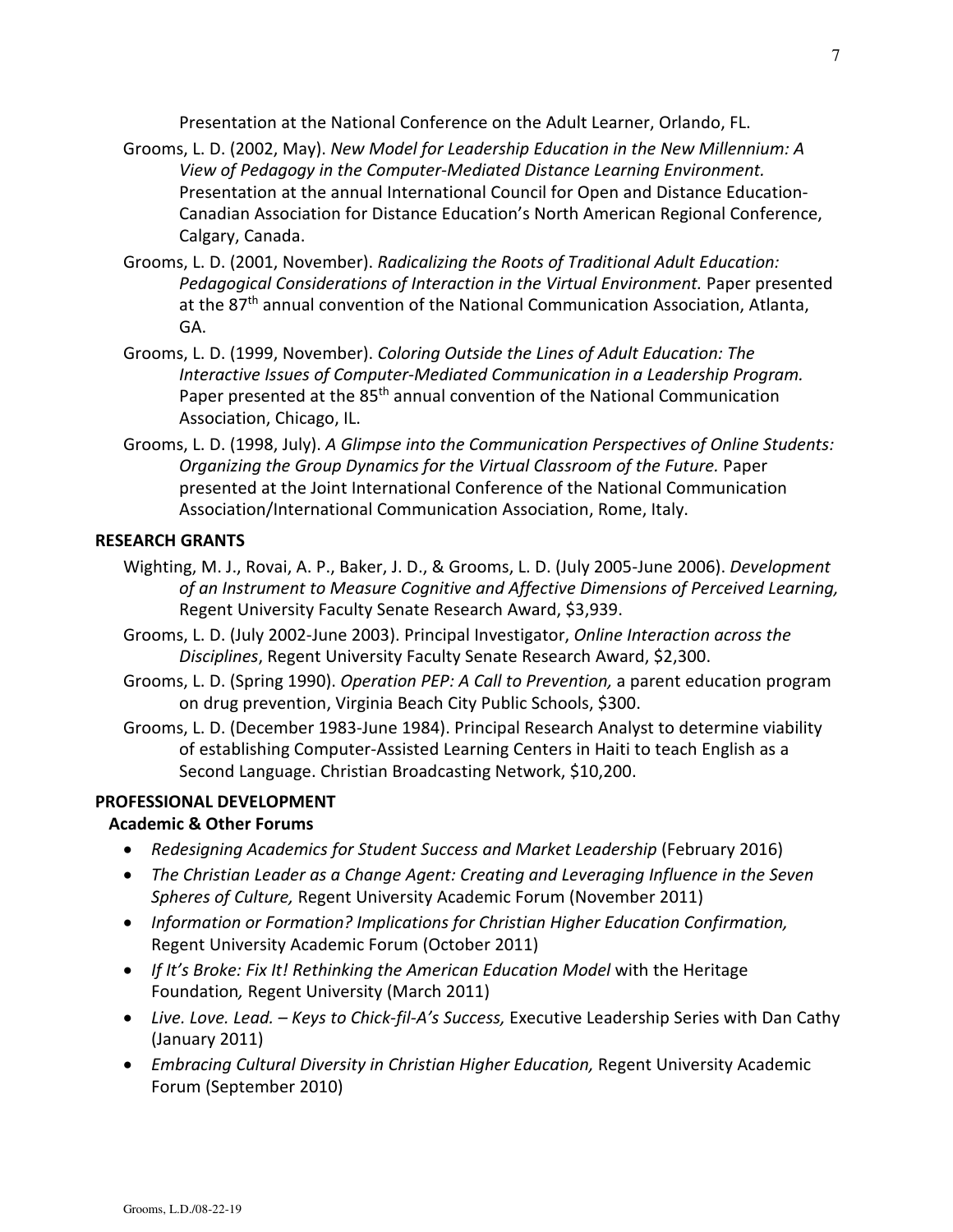Presentation at the National Conference on the Adult Learner, Orlando, FL.

Grooms, L. D. (2002, May). *New Model for Leadership Education in the New Millennium: A View of Pedagogy in the Computer-Mediated Distance Learning Environment.* Presentation at the annual International Council for Open and Distance Education-Canadian Association for Distance Education's North American Regional Conference, Calgary, Canada.

Grooms, L. D. (2001, November). *Radicalizing the Roots of Traditional Adult Education: Pedagogical Considerations of Interaction in the Virtual Environment.* Paper presented at the 87th annual convention of the National Communication Association, Atlanta, GA.

Grooms, L. D. (1999, November). *Coloring Outside the Lines of Adult Education: The Interactive Issues of Computer-Mediated Communication in a Leadership Program.* Paper presented at the 85th annual convention of the National Communication Association, Chicago, IL.

Grooms, L. D. (1998, July). *A Glimpse into the Communication Perspectives of Online Students: Organizing the Group Dynamics for the Virtual Classroom of the Future.* Paper presented at the Joint International Conference of the National Communication Association/International Communication Association, Rome, Italy.

**RESEARCH GRANTS**

Wighting, M. J., Rovai, A. P., Baker, J. D., & Grooms, L. D. (July 2005-June 2006). *Development of an Instrument to Measure Cognitive and Affective Dimensions of Perceived Learning,* Regent University Faculty Senate Research Award, $3,939.

Grooms, L. D. (July 2002-June 2003). Principal Investigator, *Online Interaction across the Disciplines*, Regent University Faculty Senate Research Award, $2,300.

Grooms, L. D. (Spring 1990). *Operation PEP: A Call to Prevention,* a parent education program on drug prevention, Virginia Beach City Public Schools, $300.

Grooms, L. D. (December 1983-June 1984). Principal Research Analyst to determine viability of establishing Computer-Assisted Learning Centers in Haiti to teach English as a Second Language. Christian Broadcasting Network, $10,200.

**PROFESSIONAL DEVELOPMENT**

**Academic & Other Forums**

- *Redesigning Academics for Student Success and Market Leadership* (February 2016)
- *The Christian Leader as a Change Agent: Creating and Leveraging Influence in the Seven Spheres of Culture,* Regent University Academic Forum (November 2011)
- *Information or Formation? Implications for Christian Higher Education Confirmation,* Regent University Academic Forum (October 2011)
- *If It's Broke: Fix It! Rethinking the American Education Model* with the Heritage Foundation*,* Regent University (March 2011)
- *Live. Love. Lead. – Keys to Chick-fil-A's Success,* Executive Leadership Series with Dan Cathy (January 2011)
- *Embracing Cultural Diversity in Christian Higher Education,* Regent University Academic Forum (September 2010)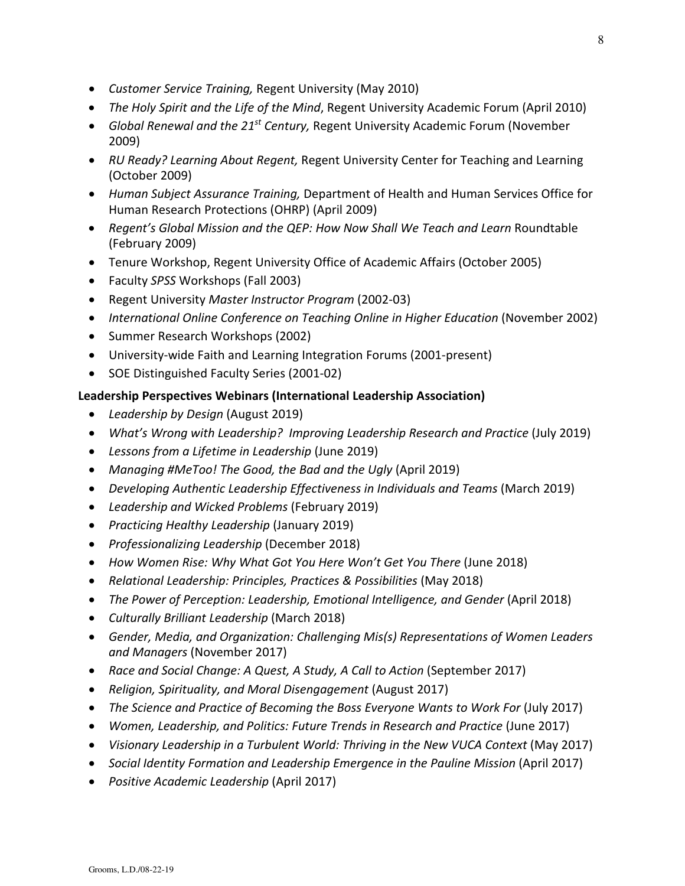- *Customer Service Training,* Regent University (May 2010)
- *The Holy Spirit and the Life of the Mind*, Regent University Academic Forum (April 2010)
- *Global Renewal and the 21st Century,* Regent University Academic Forum (November 2009)
- *RU Ready? Learning About Regent,* Regent University Center for Teaching and Learning (October 2009)
- *Human Subject Assurance Training,* Department of Health and Human Services Office for Human Research Protections (OHRP) (April 2009)
- *Regent's Global Mission and the QEP: How Now Shall We Teach and Learn* Roundtable (February 2009)
- Tenure Workshop, Regent University Office of Academic Affairs (October 2005)
- Faculty *SPSS* Workshops (Fall 2003)
- Regent University *Master Instructor Program* (2002-03)
- *International Online Conference on Teaching Online in Higher Education* (November 2002)
- Summer Research Workshops (2002)
- University-wide Faith and Learning Integration Forums (2001-present)
- SOE Distinguished Faculty Series (2001-02)

**Leadership Perspectives Webinars (International Leadership Association)**

- *Leadership by Design* (August 2019)
- *What's Wrong with Leadership? Improving Leadership Research and Practice* (July 2019)
- *Lessons from a Lifetime in Leadership* (June 2019)
- *Managing #MeToo! The Good, the Bad and the Ugly* (April 2019)
- *Developing Authentic Leadership Effectiveness in Individuals and Teams* (March 2019)
- *Leadership and Wicked Problems* (February 2019)
- *Practicing Healthy Leadership* (January 2019)
- *Professionalizing Leadership* (December 2018)
- *How Women Rise: Why What Got You Here Won't Get You There* (June 2018)
- *Relational Leadership: Principles, Practices & Possibilities* (May 2018)
- *The Power of Perception: Leadership, Emotional Intelligence, and Gender* (April 2018)
- *Culturally Brilliant Leadership* (March 2018)
- *Gender, Media, and Organization: Challenging Mis(s) Representations of Women Leaders and Managers* (November 2017)
- *Race and Social Change: A Quest, A Study, A Call to Action* (September 2017)
- *Religion, Spirituality, and Moral Disengagement* (August 2017)
- *The Science and Practice of Becoming the Boss Everyone Wants to Work For* (July 2017)
- *Women, Leadership, and Politics: Future Trends in Research and Practice* (June 2017)
- *Visionary Leadership in a Turbulent World: Thriving in the New VUCA Context* (May 2017)
- *Social Identity Formation and Leadership Emergence in the Pauline Mission* (April 2017)
- *Positive Academic Leadership* (April 2017)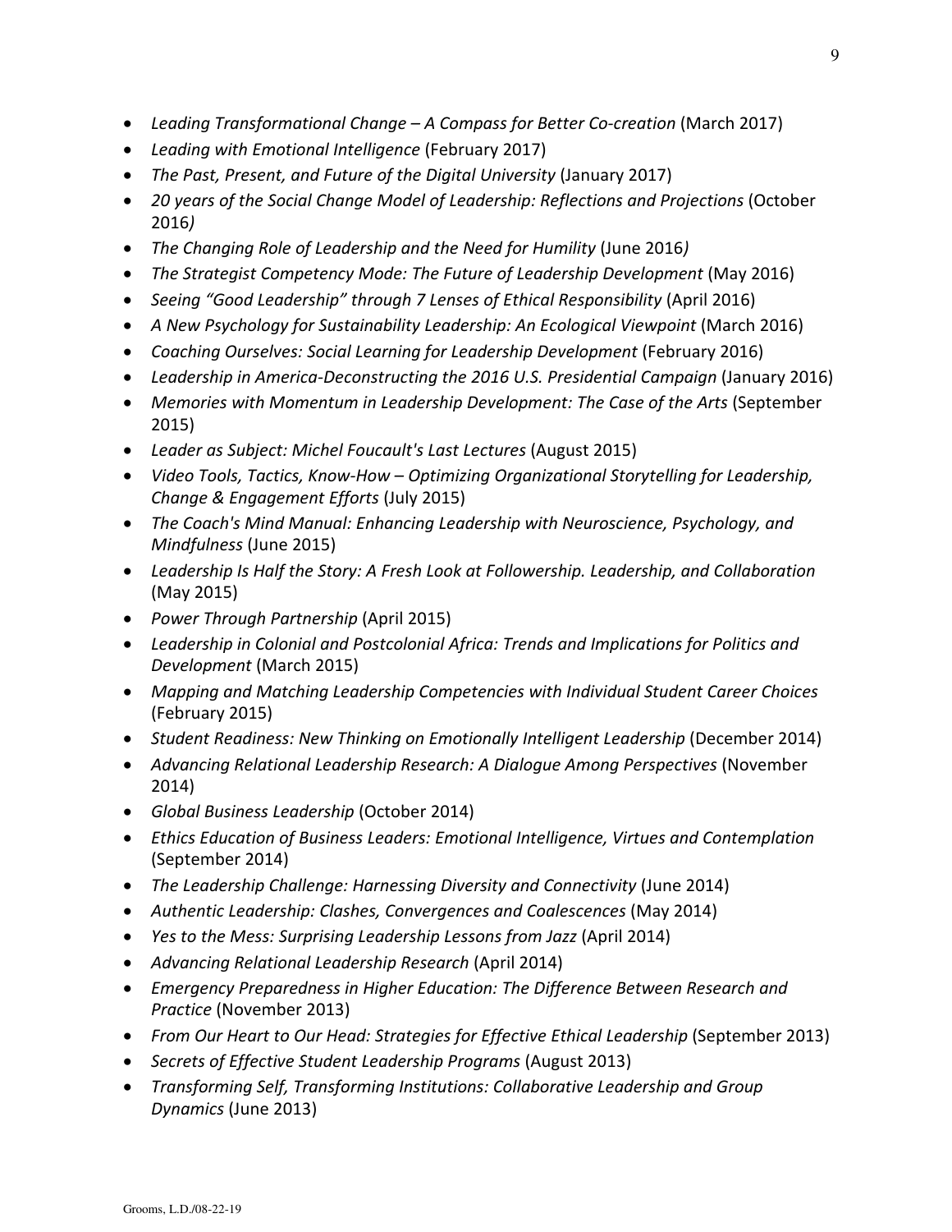- *Leading Transformational Change – A Compass for Better Co-creation* (March 2017)
- *Leading with Emotional Intelligence* (February 2017)
- *The Past, Present, and Future of the Digital University* (January 2017)
- *20 years of the Social Change Model of Leadership: Reflections and Projections* (October 2016*)*
- *The Changing Role of Leadership and the Need for Humility* (June 2016*)*
- *The Strategist Competency Mode: The Future of Leadership Development* (May 2016)
- *Seeing "Good Leadership" through 7 Lenses of Ethical Responsibility* (April 2016)
- *A New Psychology for Sustainability Leadership: An Ecological Viewpoint* (March 2016)
- *Coaching Ourselves: Social Learning for Leadership Development* (February 2016)
- *Leadership in America-Deconstructing the 2016 U.S. Presidential Campaign* (January 2016)
- *Memories with Momentum in Leadership Development: The Case of the Arts* (September 2015)
- *Leader as Subject: Michel Foucault's Last Lectures* (August 2015)
- *Video Tools, Tactics, Know-How – Optimizing Organizational Storytelling for Leadership, Change & Engagement Efforts* (July 2015)
- *The Coach's Mind Manual: Enhancing Leadership with Neuroscience, Psychology, and Mindfulness* (June 2015)
- *Leadership Is Half the Story: A Fresh Look at Followership. Leadership, and Collaboration* (May 2015)
- *Power Through Partnership* (April 2015)
- *Leadership in Colonial and Postcolonial Africa: Trends and Implications for Politics and Development* (March 2015)
- *Mapping and Matching Leadership Competencies with Individual Student Career Choices* (February 2015)
- *Student Readiness: New Thinking on Emotionally Intelligent Leadership* (December 2014)
- *Advancing Relational Leadership Research: A Dialogue Among Perspectives* (November 2014)
- *Global Business Leadership* (October 2014)
- *Ethics Education of Business Leaders: Emotional Intelligence, Virtues and Contemplation* (September 2014)
- *The Leadership Challenge: Harnessing Diversity and Connectivity* (June 2014)
- *Authentic Leadership: Clashes, Convergences and Coalescences* (May 2014)
- *Yes to the Mess: Surprising Leadership Lessons from Jazz* (April 2014)
- *Advancing Relational Leadership Research* (April 2014)
- *Emergency Preparedness in Higher Education: The Difference Between Research and Practice* (November 2013)
- *From Our Heart to Our Head: Strategies for Effective Ethical Leadership* (September 2013)
- *Secrets of Effective Student Leadership Programs* (August 2013)
- *Transforming Self, Transforming Institutions: Collaborative Leadership and Group Dynamics* (June 2013)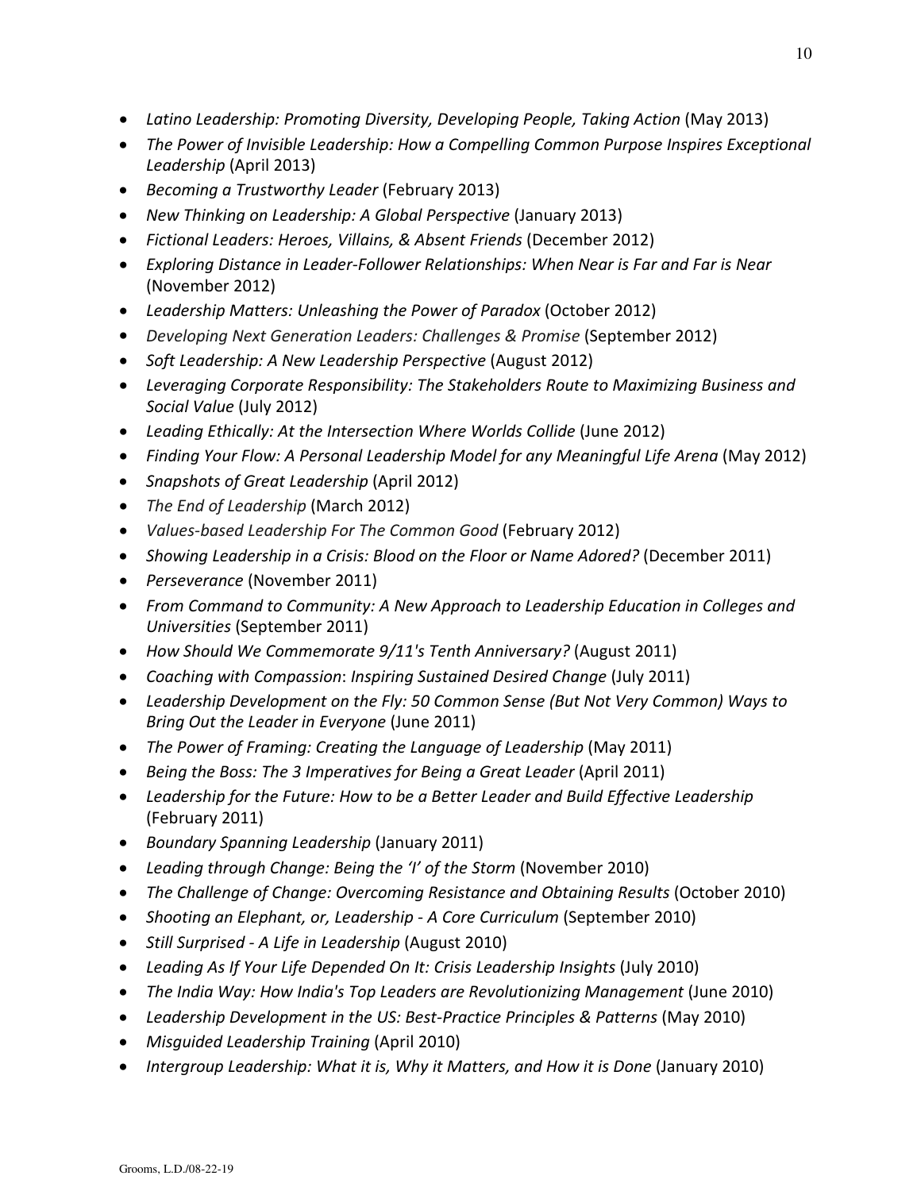- *Latino Leadership: Promoting Diversity, Developing People, Taking Action* (May 2013)
- *The Power of Invisible Leadership: How a Compelling Common Purpose Inspires Exceptional Leadership* (April 2013)
- *Becoming a Trustworthy Leader* (February 2013)
- *New Thinking on Leadership: A Global Perspective* (January 2013)
- *Fictional Leaders: Heroes, Villains, & Absent Friends* (December 2012)
- *Exploring Distance in Leader-Follower Relationships: When Near is Far and Far is Near* (November 2012)
- *Leadership Matters: Unleashing the Power of Paradox* (October 2012)
- *Developing Next Generation Leaders: Challenges & Promise* (September 2012)
- *Soft Leadership: A New Leadership Perspective* (August 2012)
- *Leveraging Corporate Responsibility: The Stakeholders Route to Maximizing Business and Social Value* (July 2012)
- *Leading Ethically: At the Intersection Where Worlds Collide* (June 2012)
- *Finding Your Flow: A Personal Leadership Model for any Meaningful Life Arena* (May 2012)
- *Snapshots of Great Leadership* (April 2012)
- *The End of Leadership* (March 2012)
- *Values-based Leadership For The Common Good* (February 2012)
- *Showing Leadership in a Crisis: Blood on the Floor or Name Adored?* (December 2011)
- *Perseverance* (November 2011)
- *From Command to Community: A New Approach to Leadership Education in Colleges and Universities* (September 2011)
- *How Should We Commemorate 9/11's Tenth Anniversary?* (August 2011)
- *Coaching with Compassion*: *Inspiring Sustained Desired Change* (July 2011)
- *Leadership Development on the Fly: 50 Common Sense (But Not Very Common) Ways to Bring Out the Leader in Everyone* (June 2011)
- *The Power of Framing: Creating the Language of Leadership* (May 2011)
- *Being the Boss: The 3 Imperatives for Being a Great Leader* (April 2011)
- *Leadership for the Future: How to be a Better Leader and Build Effective Leadership* (February 2011)
- *Boundary Spanning Leadership* (January 2011)
- *Leading through Change: Being the 'I' of the Storm* (November 2010)
- *The Challenge of Change: Overcoming Resistance and Obtaining Results* (October 2010)
- *Shooting an Elephant, or, Leadership - A Core Curriculum* (September 2010)
- *Still Surprised - A Life in Leadership* (August 2010)
- *Leading As If Your Life Depended On It: Crisis Leadership Insights* (July 2010)
- *The India Way: How India's Top Leaders are Revolutionizing Management* (June 2010)
- *Leadership Development in the US: Best-Practice Principles & Patterns* (May 2010)
- *Misguided Leadership Training* (April 2010)
- *Intergroup Leadership: What it is, Why it Matters, and How it is Done* (January 2010)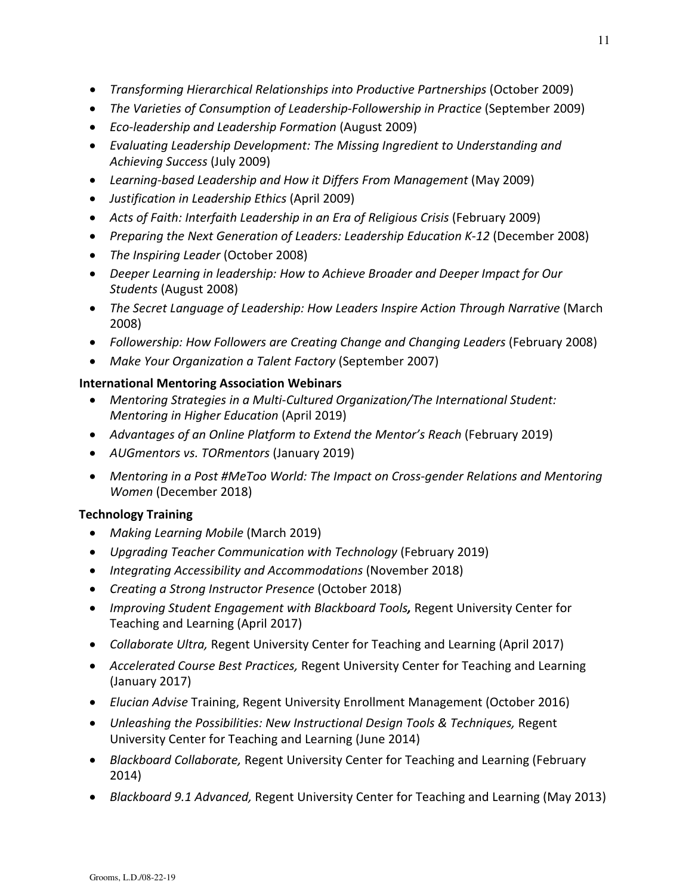- *Transforming Hierarchical Relationships into Productive Partnerships* (October 2009)
- *The Varieties of Consumption of Leadership-Followership in Practice* (September 2009)
- *Eco-leadership and Leadership Formation* (August 2009)
- *Evaluating Leadership Development: The Missing Ingredient to Understanding and Achieving Success* (July 2009)
- *Learning-based Leadership and How it Differs From Management* (May 2009)
- *Justification in Leadership Ethics* (April 2009)
- *Acts of Faith: Interfaith Leadership in an Era of Religious Crisis* (February 2009)
- *Preparing the Next Generation of Leaders: Leadership Education K-12* (December 2008)
- *The Inspiring Leader* (October 2008)
- *Deeper Learning in leadership: How to Achieve Broader and Deeper Impact for Our Students* (August 2008)
- *The Secret Language of Leadership: How Leaders Inspire Action Through Narrative* (March 2008)
- *Followership: How Followers are Creating Change and Changing Leaders* (February 2008)
- *Make Your Organization a Talent Factory* (September 2007)

**International Mentoring Association Webinars**

- *Mentoring Strategies in a Multi-Cultured Organization/The International Student: Mentoring in Higher Education* (April 2019)
- *Advantages of an Online Platform to Extend the Mentor's Reach* (February 2019)
- *AUGmentors vs. TORmentors* (January 2019)
- *Mentoring in a Post #MeToo World: The Impact on Cross-gender Relations and Mentoring Women* (December 2018)

**Technology Training**

- *Making Learning Mobile* (March 2019)
- *Upgrading Teacher Communication with Technology* (February 2019)
- *Integrating Accessibility and Accommodations* (November 2018)
- *Creating a Strong Instructor Presence* (October 2018)
- *Improving Student Engagement with Blackboard Tools,* Regent University Center for Teaching and Learning (April 2017)
- *Collaborate Ultra,* Regent University Center for Teaching and Learning (April 2017)
- *Accelerated Course Best Practices,* Regent University Center for Teaching and Learning (January 2017)
- *Elucian Advise* Training, Regent University Enrollment Management (October 2016)
- *Unleashing the Possibilities: New Instructional Design Tools & Techniques,* Regent University Center for Teaching and Learning (June 2014)
- *Blackboard Collaborate,* Regent University Center for Teaching and Learning (February 2014)
- *Blackboard 9.1 Advanced,* Regent University Center for Teaching and Learning (May 2013)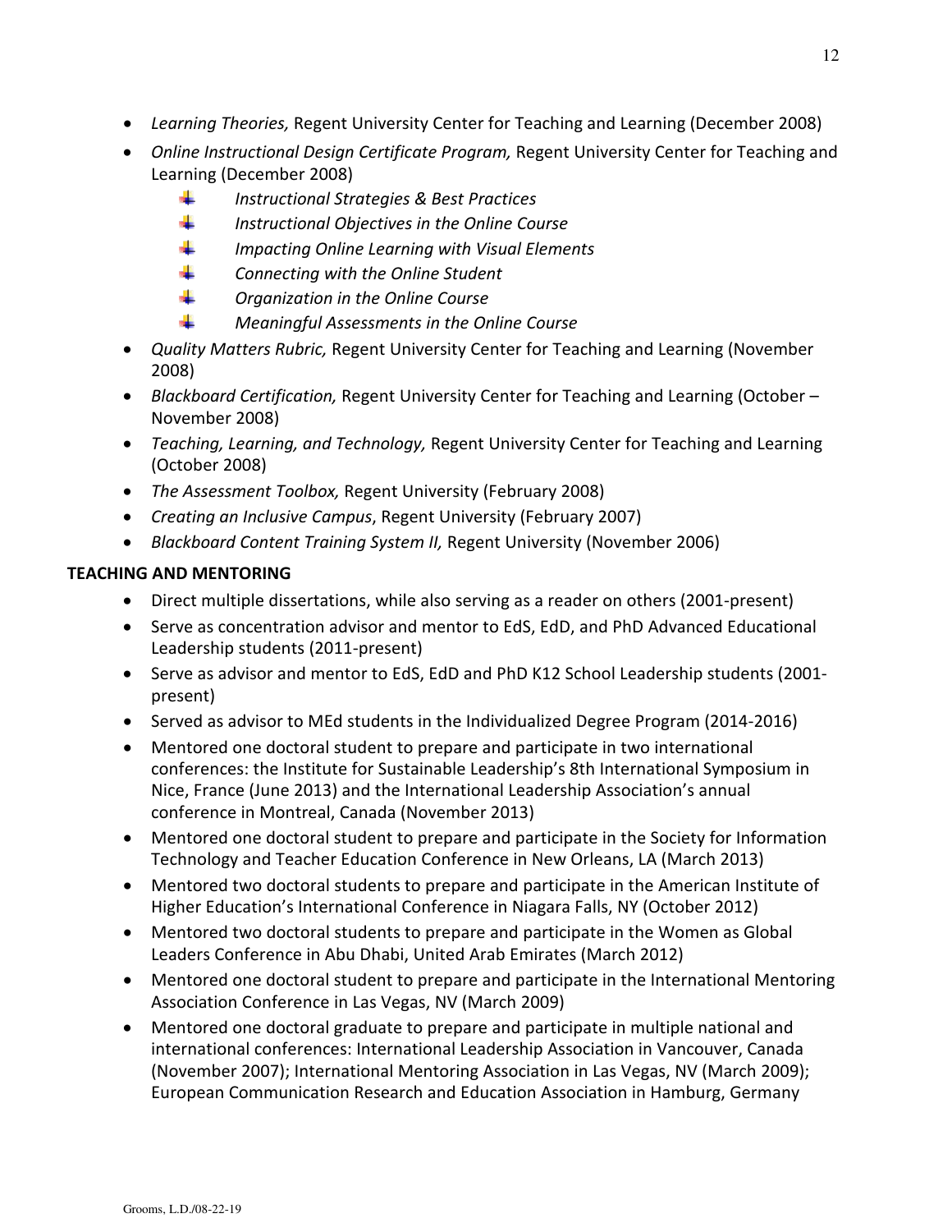- *Learning Theories,* Regent University Center for Teaching and Learning (December 2008)
- *Online Instructional Design Certificate Program,* Regent University Center for Teaching and Learning (December 2008)
    - *Instructional Strategies & Best Practices*
    - *Instructional Objectives in the Online Course*
    - *Impacting Online Learning with Visual Elements*
    - *Connecting with the Online Student*
    - *Organization in the Online Course*
    - *Meaningful Assessments in the Online Course*
- *Quality Matters Rubric,* Regent University Center for Teaching and Learning (November 2008)
- *Blackboard Certification,* Regent University Center for Teaching and Learning (October – November 2008)
- *Teaching, Learning, and Technology,* Regent University Center for Teaching and Learning (October 2008)
- *The Assessment Toolbox,* Regent University (February 2008)
- *Creating an Inclusive Campus*, Regent University (February 2007)
- *Blackboard Content Training System II,* Regent University (November 2006)

**TEACHING AND MENTORING**

- Direct multiple dissertations, while also serving as a reader on others (2001-present)
- Serve as concentration advisor and mentor to EdS, EdD, and PhD Advanced Educational Leadership students (2011-present)
- Serve as advisor and mentor to EdS, EdD and PhD K12 School Leadership students (2001-present)
- Served as advisor to MEd students in the Individualized Degree Program (2014-2016)
- Mentored one doctoral student to prepare and participate in two international conferences: the Institute for Sustainable Leadership's 8th International Symposium in Nice, France (June 2013) and the International Leadership Association's annual conference in Montreal, Canada (November 2013)
- Mentored one doctoral student to prepare and participate in the Society for Information Technology and Teacher Education Conference in New Orleans, LA (March 2013)
- Mentored two doctoral students to prepare and participate in the American Institute of Higher Education's International Conference in Niagara Falls, NY (October 2012)
- Mentored two doctoral students to prepare and participate in the Women as Global Leaders Conference in Abu Dhabi, United Arab Emirates (March 2012)
- Mentored one doctoral student to prepare and participate in the International Mentoring Association Conference in Las Vegas, NV (March 2009)
- Mentored one doctoral graduate to prepare and participate in multiple national and international conferences: International Leadership Association in Vancouver, Canada (November 2007); International Mentoring Association in Las Vegas, NV (March 2009); European Communication Research and Education Association in Hamburg, Germany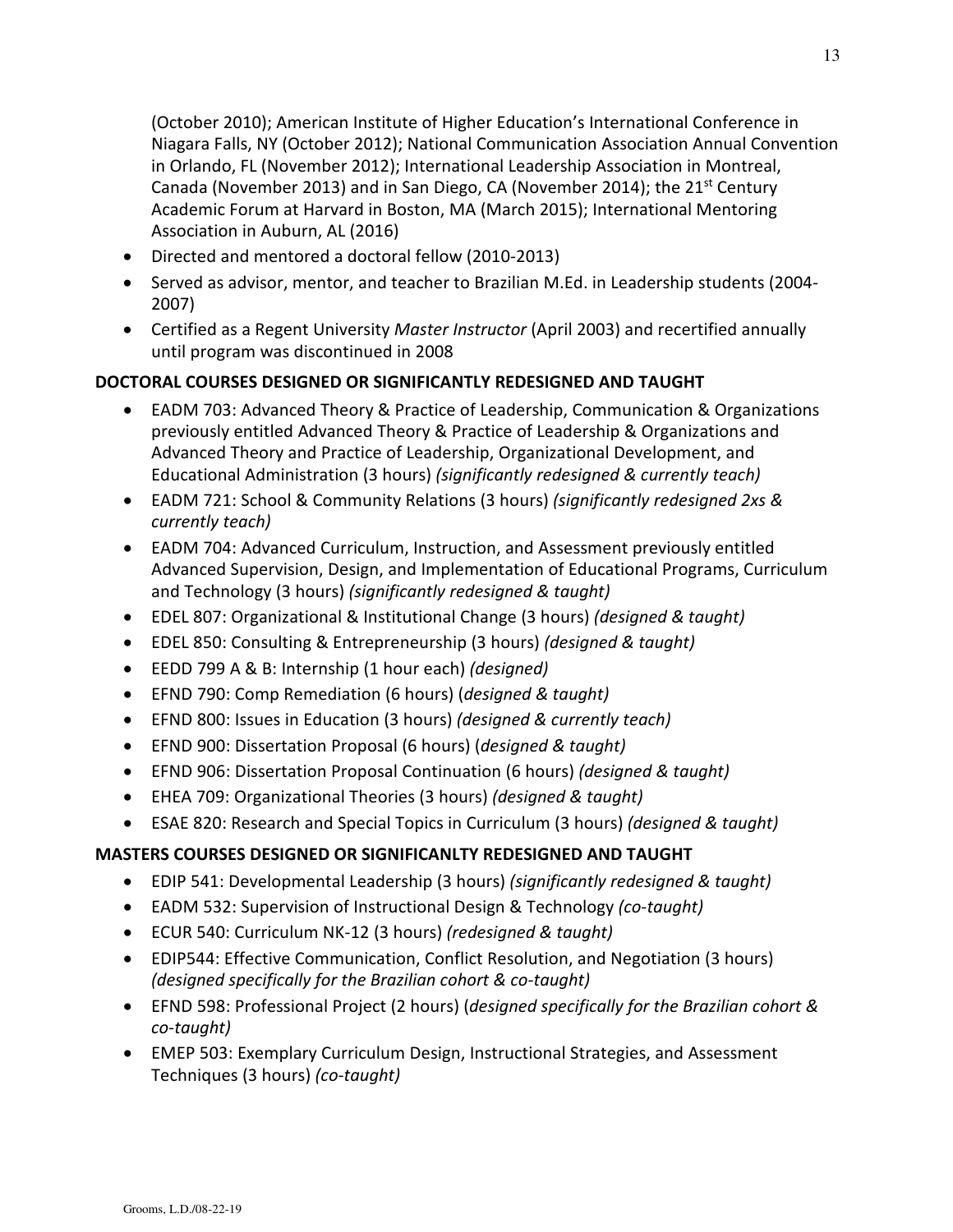(October 2010); American Institute of Higher Education's International Conference in Niagara Falls, NY (October 2012); National Communication Association Annual Convention in Orlando, FL (November 2012); International Leadership Association in Montreal, Canada (November 2013) and in San Diego, CA (November 2014); the 21st Century Academic Forum at Harvard in Boston, MA (March 2015); International Mentoring Association in Auburn, AL (2016)

- Directed and mentored a doctoral fellow (2010-2013)
- Served as advisor, mentor, and teacher to Brazilian M.Ed. in Leadership students (2004-2007)
- Certified as a Regent University *Master Instructor* (April 2003) and recertified annually until program was discontinued in 2008

**DOCTORAL COURSES DESIGNED OR SIGNIFICANTLY REDESIGNED AND TAUGHT**

- EADM 703: Advanced Theory & Practice of Leadership, Communication & Organizations previously entitled Advanced Theory & Practice of Leadership & Organizations and Advanced Theory and Practice of Leadership, Organizational Development, and Educational Administration (3 hours) *(significantly redesigned & currently teach)*
- EADM 721: School & Community Relations (3 hours) *(significantly redesigned 2xs & currently teach)*
- EADM 704: Advanced Curriculum, Instruction, and Assessment previously entitled Advanced Supervision, Design, and Implementation of Educational Programs, Curriculum and Technology (3 hours) *(significantly redesigned & taught)*
- EDEL 807: Organizational & Institutional Change (3 hours) *(designed & taught)*
- EDEL 850: Consulting & Entrepreneurship (3 hours) *(designed & taught)*
- EEDD 799 A & B: Internship (1 hour each) *(designed)*
- EFND 790: Comp Remediation (6 hours) (*designed & taught)*
- EFND 800: Issues in Education (3 hours) *(designed & currently teach)*
- EFND 900: Dissertation Proposal (6 hours) (*designed & taught)*
- EFND 906: Dissertation Proposal Continuation (6 hours) *(designed & taught)*
- EHEA 709: Organizational Theories (3 hours) *(designed & taught)*
- ESAE 820: Research and Special Topics in Curriculum (3 hours) *(designed & taught)*

**MASTERS COURSES DESIGNED OR SIGNIFICANLTY REDESIGNED AND TAUGHT**

- EDIP 541: Developmental Leadership (3 hours) *(significantly redesigned & taught)*
- EADM 532: Supervision of Instructional Design & Technology *(co-taught)*
- ECUR 540: Curriculum NK-12 (3 hours) *(redesigned & taught)*
- EDIP544: Effective Communication, Conflict Resolution, and Negotiation (3 hours) *(designed specifically for the Brazilian cohort & co-taught)*
- EFND 598: Professional Project (2 hours) (*designed specifically for the Brazilian cohort & co-taught)*
- EMEP 503: Exemplary Curriculum Design, Instructional Strategies, and Assessment Techniques (3 hours) *(co-taught)*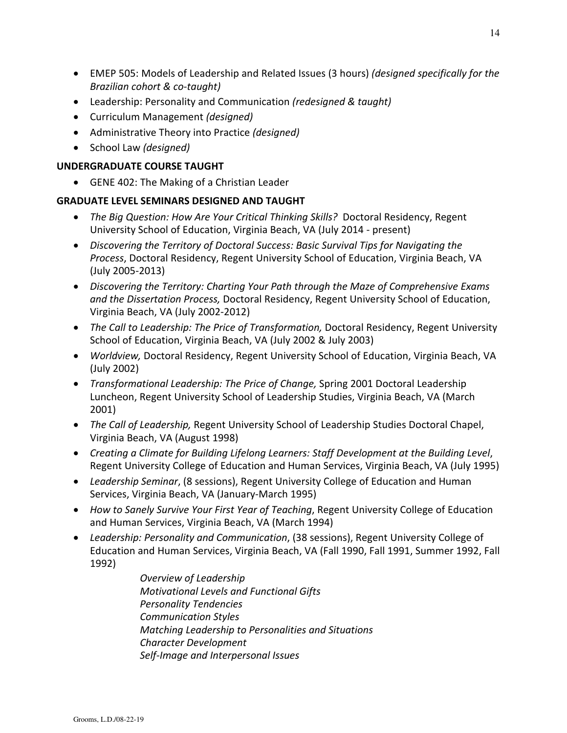- EMEP 505: Models of Leadership and Related Issues (3 hours) *(designed specifically for the Brazilian cohort & co-taught)*
- Leadership: Personality and Communication *(redesigned & taught)*
- Curriculum Management *(designed)*
- Administrative Theory into Practice *(designed)*
- School Law *(designed)*

**UNDERGRADUATE COURSE TAUGHT**

- GENE 402: The Making of a Christian Leader

**GRADUATE LEVEL SEMINARS DESIGNED AND TAUGHT**

- *The Big Question: How Are Your Critical Thinking Skills?* Doctoral Residency, Regent University School of Education, Virginia Beach, VA (July 2014 - present)
- *Discovering the Territory of Doctoral Success: Basic Survival Tips for Navigating the Process*, Doctoral Residency, Regent University School of Education, Virginia Beach, VA (July 2005-2013)
- *Discovering the Territory: Charting Your Path through the Maze of Comprehensive Exams and the Dissertation Process,* Doctoral Residency, Regent University School of Education, Virginia Beach, VA (July 2002-2012)
- *The Call to Leadership: The Price of Transformation,* Doctoral Residency, Regent University School of Education, Virginia Beach, VA (July 2002 & July 2003)
- *Worldview,* Doctoral Residency, Regent University School of Education, Virginia Beach, VA (July 2002)
- *Transformational Leadership: The Price of Change,* Spring 2001 Doctoral Leadership Luncheon, Regent University School of Leadership Studies, Virginia Beach, VA (March 2001)
- *The Call of Leadership,* Regent University School of Leadership Studies Doctoral Chapel, Virginia Beach, VA (August 1998)
- *Creating a Climate for Building Lifelong Learners: Staff Development at the Building Level*, Regent University College of Education and Human Services, Virginia Beach, VA (July 1995)
- *Leadership Seminar*, (8 sessions), Regent University College of Education and Human Services, Virginia Beach, VA (January-March 1995)
- *How to Sanely Survive Your First Year of Teaching*, Regent University College of Education and Human Services, Virginia Beach, VA (March 1994)
- *Leadership: Personality and Communication*, (38 sessions), Regent University College of Education and Human Services, Virginia Beach, VA (Fall 1990, Fall 1991, Summer 1992, Fall 1992)

  *Overview of Leadership*
  *Motivational Levels and Functional Gifts*
  *Personality Tendencies*
  *Communication Styles*
  *Matching Leadership to Personalities and Situations*
  *Character Development*
  *Self-Image and Interpersonal Issues*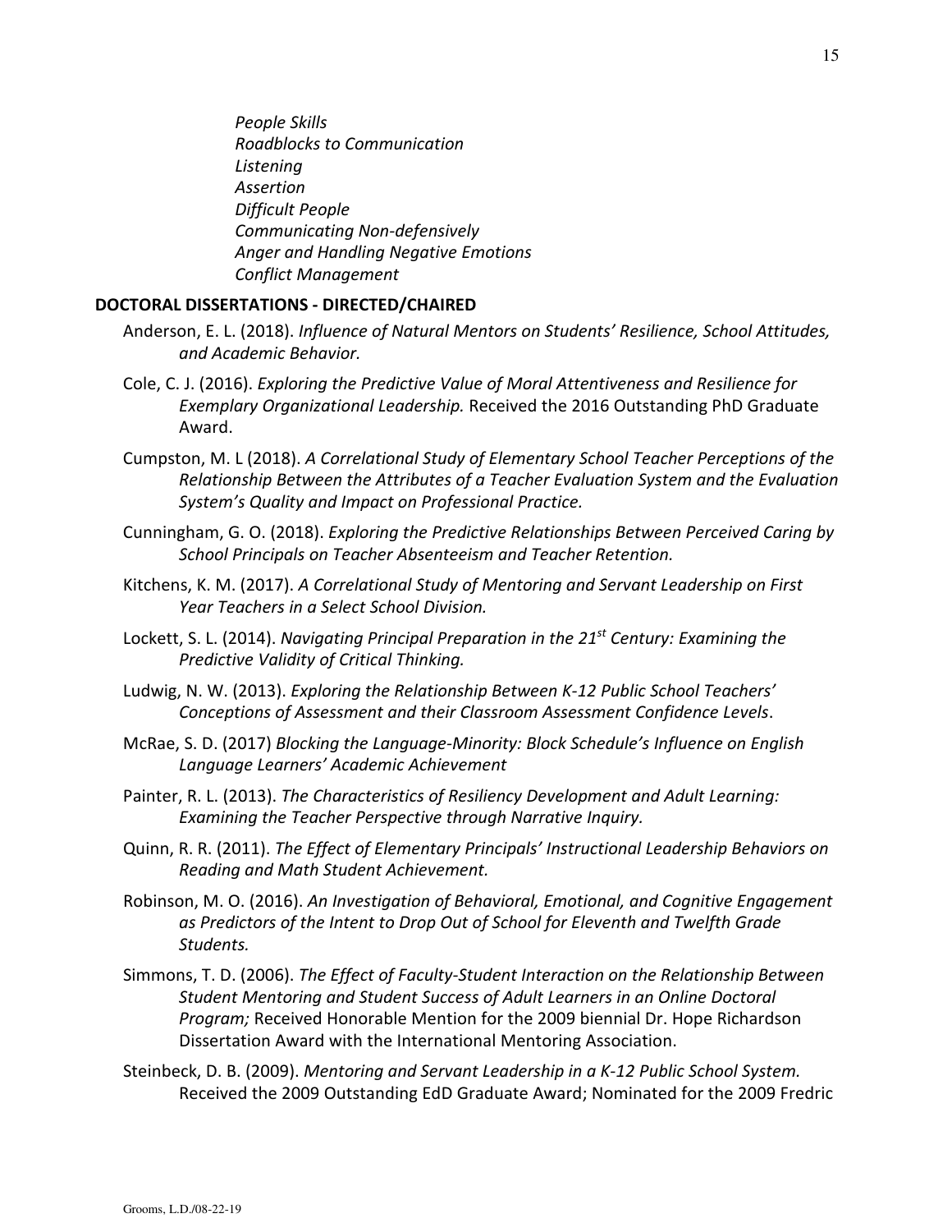*People Skills*
*Roadblocks to Communication*
*Listening*
*Assertion*
*Difficult People*
*Communicating Non-defensively*
*Anger and Handling Negative Emotions*
*Conflict Management*

**DOCTORAL DISSERTATIONS - DIRECTED/CHAIRED**

Anderson, E. L. (2018). *Influence of Natural Mentors on Students' Resilience, School Attitudes, and Academic Behavior.*

Cole, C. J. (2016). *Exploring the Predictive Value of Moral Attentiveness and Resilience for Exemplary Organizational Leadership.* Received the 2016 Outstanding PhD Graduate Award.

Cumpston, M. L (2018). *A Correlational Study of Elementary School Teacher Perceptions of the Relationship Between the Attributes of a Teacher Evaluation System and the Evaluation System's Quality and Impact on Professional Practice.*

Cunningham, G. O. (2018). *Exploring the Predictive Relationships Between Perceived Caring by School Principals on Teacher Absenteeism and Teacher Retention.*

Kitchens, K. M. (2017). *A Correlational Study of Mentoring and Servant Leadership on First Year Teachers in a Select School Division.*

Lockett, S. L. (2014). *Navigating Principal Preparation in the 21st Century: Examining the Predictive Validity of Critical Thinking.*

Ludwig, N. W. (2013). *Exploring the Relationship Between K-12 Public School Teachers' Conceptions of Assessment and their Classroom Assessment Confidence Levels*.

McRae, S. D. (2017) *Blocking the Language-Minority: Block Schedule's Influence on English Language Learners' Academic Achievement*

Painter, R. L. (2013). *The Characteristics of Resiliency Development and Adult Learning: Examining the Teacher Perspective through Narrative Inquiry.*

Quinn, R. R. (2011). *The Effect of Elementary Principals' Instructional Leadership Behaviors on Reading and Math Student Achievement.*

Robinson, M. O. (2016). *An Investigation of Behavioral, Emotional, and Cognitive Engagement as Predictors of the Intent to Drop Out of School for Eleventh and Twelfth Grade Students.*

Simmons, T. D. (2006). *The Effect of Faculty-Student Interaction on the Relationship Between Student Mentoring and Student Success of Adult Learners in an Online Doctoral Program;* Received Honorable Mention for the 2009 biennial Dr. Hope Richardson Dissertation Award with the International Mentoring Association.

Steinbeck, D. B. (2009). *Mentoring and Servant Leadership in a K-12 Public School System.* Received the 2009 Outstanding EdD Graduate Award; Nominated for the 2009 Fredric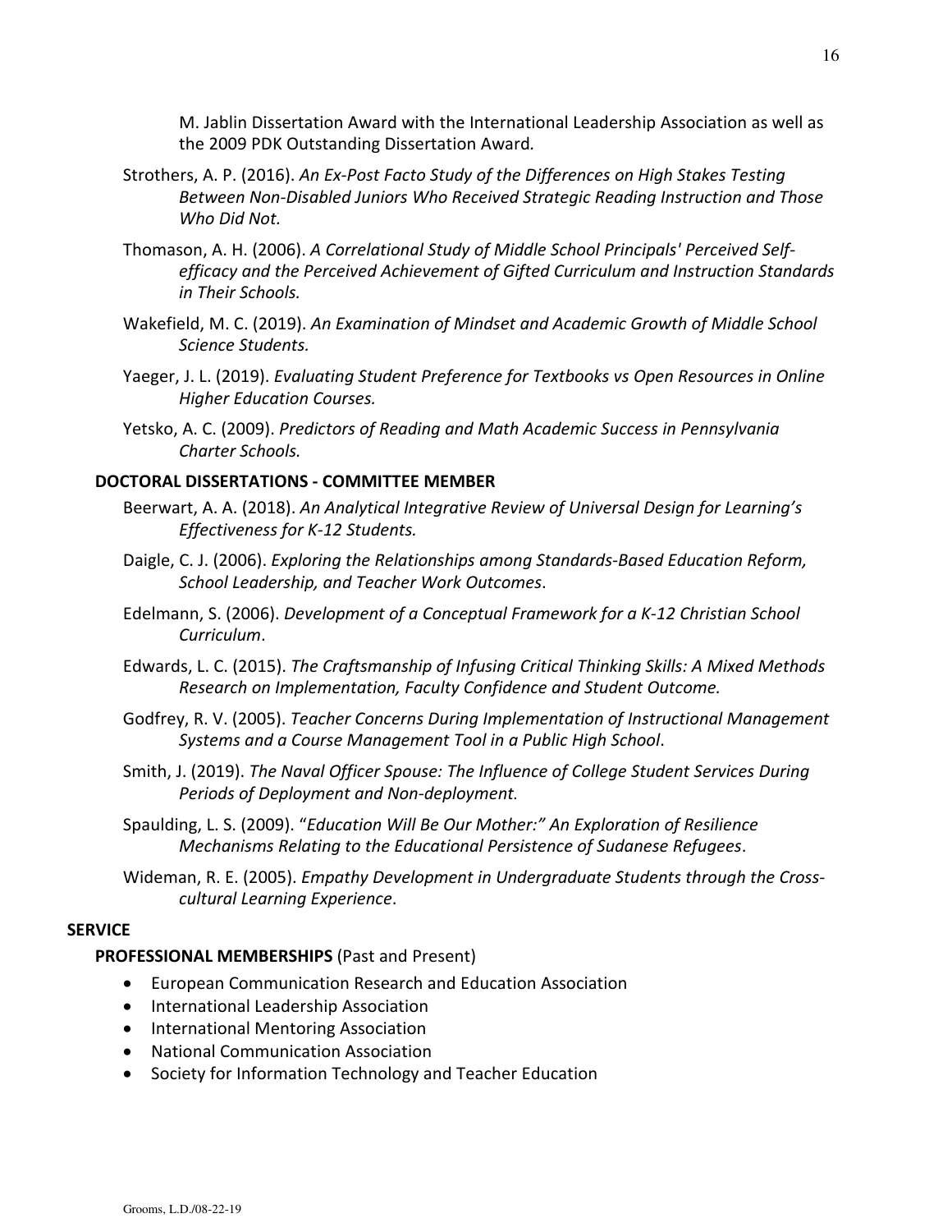M. Jablin Dissertation Award with the International Leadership Association as well as the 2009 PDK Outstanding Dissertation Award.

Strothers, A. P. (2016). *An Ex-Post Facto Study of the Differences on High Stakes Testing Between Non-Disabled Juniors Who Received Strategic Reading Instruction and Those Who Did Not.*

Thomason, A. H. (2006). *A Correlational Study of Middle School Principals' Perceived Self-efficacy and the Perceived Achievement of Gifted Curriculum and Instruction Standards in Their Schools.*

Wakefield, M. C. (2019). *An Examination of Mindset and Academic Growth of Middle School Science Students.*

Yaeger, J. L. (2019). *Evaluating Student Preference for Textbooks vs Open Resources in Online Higher Education Courses.*

Yetsko, A. C. (2009). *Predictors of Reading and Math Academic Success in Pennsylvania Charter Schools.*

### DOCTORAL DISSERTATIONS - COMMITTEE MEMBER

Beerwart, A. A. (2018). *An Analytical Integrative Review of Universal Design for Learning's Effectiveness for K-12 Students.*

Daigle, C. J. (2006). *Exploring the Relationships among Standards-Based Education Reform, School Leadership, and Teacher Work Outcomes*.

Edelmann, S. (2006). *Development of a Conceptual Framework for a K-12 Christian School Curriculum*.

Edwards, L. C. (2015). *The Craftsmanship of Infusing Critical Thinking Skills: A Mixed Methods Research on Implementation, Faculty Confidence and Student Outcome.*

Godfrey, R. V. (2005). *Teacher Concerns During Implementation of Instructional Management Systems and a Course Management Tool in a Public High School*.

Smith, J. (2019). *The Naval Officer Spouse: The Influence of College Student Services During Periods of Deployment and Non-deployment.*

Spaulding, L. S. (2009). "*Education Will Be Our Mother:" An Exploration of Resilience Mechanisms Relating to the Educational Persistence of Sudanese Refugees*.

Wideman, R. E. (2005). *Empathy Development in Undergraduate Students through the Cross-cultural Learning Experience*.

## SERVICE

### PROFESSIONAL MEMBERSHIPS (Past and Present)

- European Communication Research and Education Association
- International Leadership Association
- International Mentoring Association
- National Communication Association
- Society for Information Technology and Teacher Education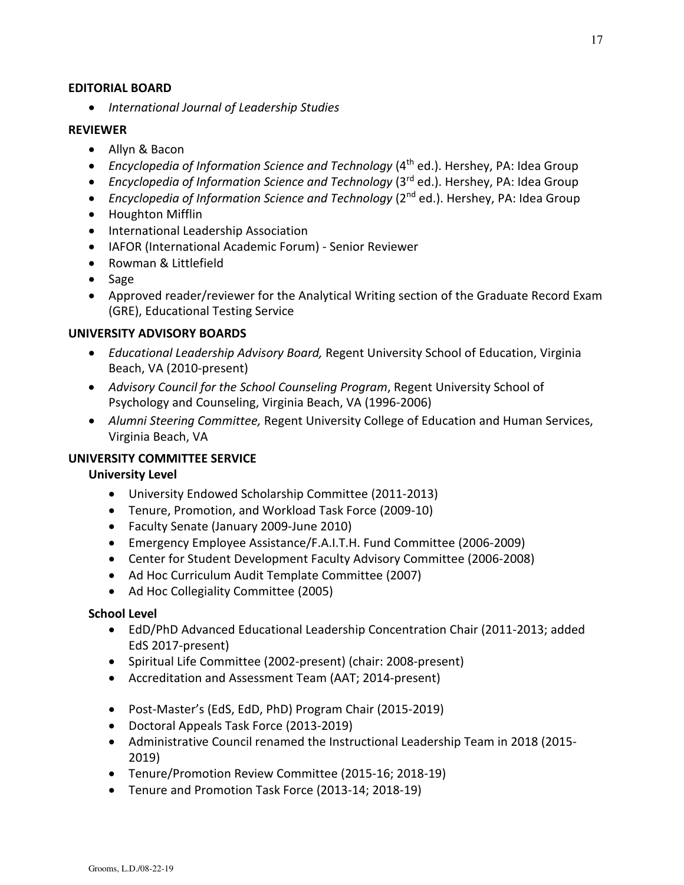## EDITORIAL BOARD

- *International Journal of Leadership Studies*

## REVIEWER

- Allyn & Bacon
- *Encyclopedia of Information Science and Technology* (4th ed.). Hershey, PA: Idea Group
- *Encyclopedia of Information Science and Technology* (3rd ed.). Hershey, PA: Idea Group
- *Encyclopedia of Information Science and Technology* (2nd ed.). Hershey, PA: Idea Group
- Houghton Mifflin
- International Leadership Association
- IAFOR (International Academic Forum) - Senior Reviewer
- Rowman & Littlefield
- Sage
- Approved reader/reviewer for the Analytical Writing section of the Graduate Record Exam (GRE), Educational Testing Service

## UNIVERSITY ADVISORY BOARDS

- *Educational Leadership Advisory Board,* Regent University School of Education, Virginia Beach, VA (2010-present)
- *Advisory Council for the School Counseling Program*, Regent University School of Psychology and Counseling, Virginia Beach, VA (1996-2006)
- *Alumni Steering Committee,* Regent University College of Education and Human Services, Virginia Beach, VA

## UNIVERSITY COMMITTEE SERVICE

### University Level

- University Endowed Scholarship Committee (2011-2013)
- Tenure, Promotion, and Workload Task Force (2009-10)
- Faculty Senate (January 2009-June 2010)
- Emergency Employee Assistance/F.A.I.T.H. Fund Committee (2006-2009)
- Center for Student Development Faculty Advisory Committee (2006-2008)
- Ad Hoc Curriculum Audit Template Committee (2007)
- Ad Hoc Collegiality Committee (2005)

### School Level

- EdD/PhD Advanced Educational Leadership Concentration Chair (2011-2013; added EdS 2017-present)
- Spiritual Life Committee (2002-present) (chair: 2008-present)
- Accreditation and Assessment Team (AAT; 2014-present)
- Post-Master's (EdS, EdD, PhD) Program Chair (2015-2019)
- Doctoral Appeals Task Force (2013-2019)
- Administrative Council renamed the Instructional Leadership Team in 2018 (2015-2019)
- Tenure/Promotion Review Committee (2015-16; 2018-19)
- Tenure and Promotion Task Force (2013-14; 2018-19)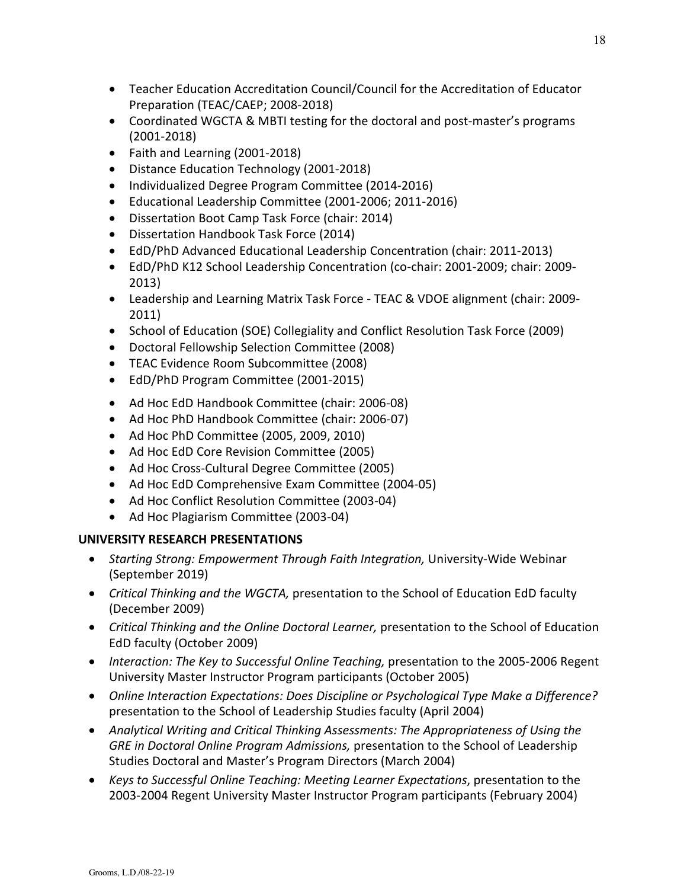- Teacher Education Accreditation Council/Council for the Accreditation of Educator Preparation (TEAC/CAEP; 2008-2018)
- Coordinated WGCTA & MBTI testing for the doctoral and post-master's programs (2001-2018)
- Faith and Learning (2001-2018)
- Distance Education Technology (2001-2018)
- Individualized Degree Program Committee (2014-2016)
- Educational Leadership Committee (2001-2006; 2011-2016)
- Dissertation Boot Camp Task Force (chair: 2014)
- Dissertation Handbook Task Force (2014)
- EdD/PhD Advanced Educational Leadership Concentration (chair: 2011-2013)
- EdD/PhD K12 School Leadership Concentration (co-chair: 2001-2009; chair: 2009-2013)
- Leadership and Learning Matrix Task Force - TEAC & VDOE alignment (chair: 2009-2011)
- School of Education (SOE) Collegiality and Conflict Resolution Task Force (2009)
- Doctoral Fellowship Selection Committee (2008)
- TEAC Evidence Room Subcommittee (2008)
- EdD/PhD Program Committee (2001-2015)
- Ad Hoc EdD Handbook Committee (chair: 2006-08)
- Ad Hoc PhD Handbook Committee (chair: 2006-07)
- Ad Hoc PhD Committee (2005, 2009, 2010)
- Ad Hoc EdD Core Revision Committee (2005)
- Ad Hoc Cross-Cultural Degree Committee (2005)
- Ad Hoc EdD Comprehensive Exam Committee (2004-05)
- Ad Hoc Conflict Resolution Committee (2003-04)
- Ad Hoc Plagiarism Committee (2003-04)

**UNIVERSITY RESEARCH PRESENTATIONS**

- *Starting Strong: Empowerment Through Faith Integration,* University-Wide Webinar (September 2019)
- *Critical Thinking and the WGCTA,* presentation to the School of Education EdD faculty (December 2009)
- *Critical Thinking and the Online Doctoral Learner,* presentation to the School of Education EdD faculty (October 2009)
- *Interaction: The Key to Successful Online Teaching,* presentation to the 2005-2006 Regent University Master Instructor Program participants (October 2005)
- *Online Interaction Expectations: Does Discipline or Psychological Type Make a Difference?* presentation to the School of Leadership Studies faculty (April 2004)
- *Analytical Writing and Critical Thinking Assessments: The Appropriateness of Using the GRE in Doctoral Online Program Admissions,* presentation to the School of Leadership Studies Doctoral and Master's Program Directors (March 2004)
- *Keys to Successful Online Teaching: Meeting Learner Expectations*, presentation to the 2003-2004 Regent University Master Instructor Program participants (February 2004)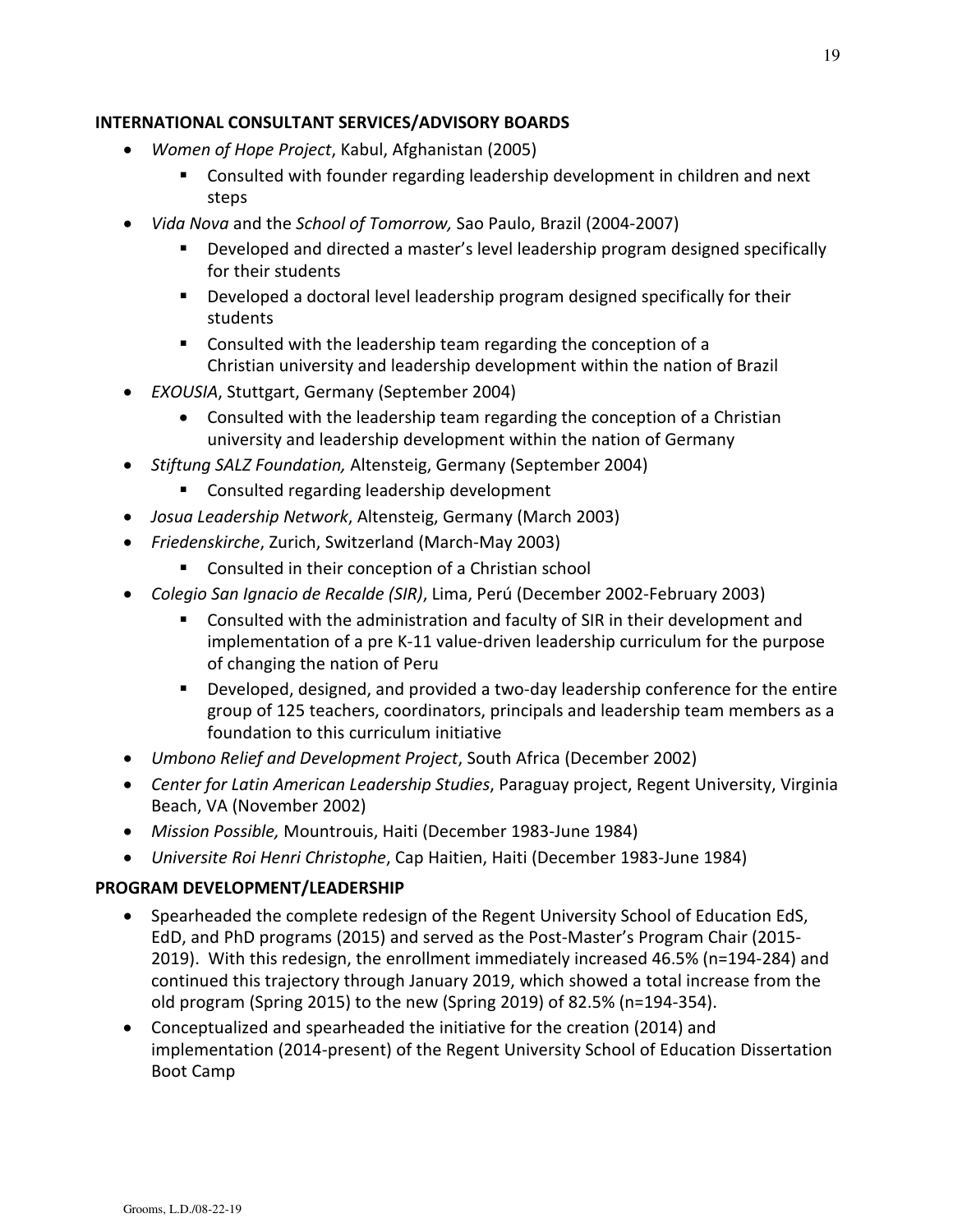**INTERNATIONAL CONSULTANT SERVICES/ADVISORY BOARDS**

- *Women of Hope Project*, Kabul, Afghanistan (2005)
  - Consulted with founder regarding leadership development in children and next steps
- *Vida Nova* and the *School of Tomorrow,* Sao Paulo, Brazil (2004-2007)
  - Developed and directed a master's level leadership program designed specifically for their students
  - Developed a doctoral level leadership program designed specifically for their students
  - Consulted with the leadership team regarding the conception of a Christian university and leadership development within the nation of Brazil
- *EXOUSIA*, Stuttgart, Germany (September 2004)
  - Consulted with the leadership team regarding the conception of a Christian university and leadership development within the nation of Germany
- *Stiftung SALZ Foundation,* Altensteig, Germany (September 2004)
  - Consulted regarding leadership development
- *Josua Leadership Network*, Altensteig, Germany (March 2003)
- *Friedenskirche*, Zurich, Switzerland (March-May 2003)
  - Consulted in their conception of a Christian school
- *Colegio San Ignacio de Recalde (SIR)*, Lima, Perú (December 2002-February 2003)
  - Consulted with the administration and faculty of SIR in their development and implementation of a pre K-11 value-driven leadership curriculum for the purpose of changing the nation of Peru
  - Developed, designed, and provided a two-day leadership conference for the entire group of 125 teachers, coordinators, principals and leadership team members as a foundation to this curriculum initiative
- *Umbono Relief and Development Project*, South Africa (December 2002)
- *Center for Latin American Leadership Studies*, Paraguay project, Regent University, Virginia Beach, VA (November 2002)
- *Mission Possible,* Mountrouis, Haiti (December 1983-June 1984)
- *Universite Roi Henri Christophe*, Cap Haitien, Haiti (December 1983-June 1984)

**PROGRAM DEVELOPMENT/LEADERSHIP**

- Spearheaded the complete redesign of the Regent University School of Education EdS, EdD, and PhD programs (2015) and served as the Post-Master's Program Chair (2015-2019). With this redesign, the enrollment immediately increased 46.5% (n=194-284) and continued this trajectory through January 2019, which showed a total increase from the old program (Spring 2015) to the new (Spring 2019) of 82.5% (n=194-354).
- Conceptualized and spearheaded the initiative for the creation (2014) and implementation (2014-present) of the Regent University School of Education Dissertation Boot Camp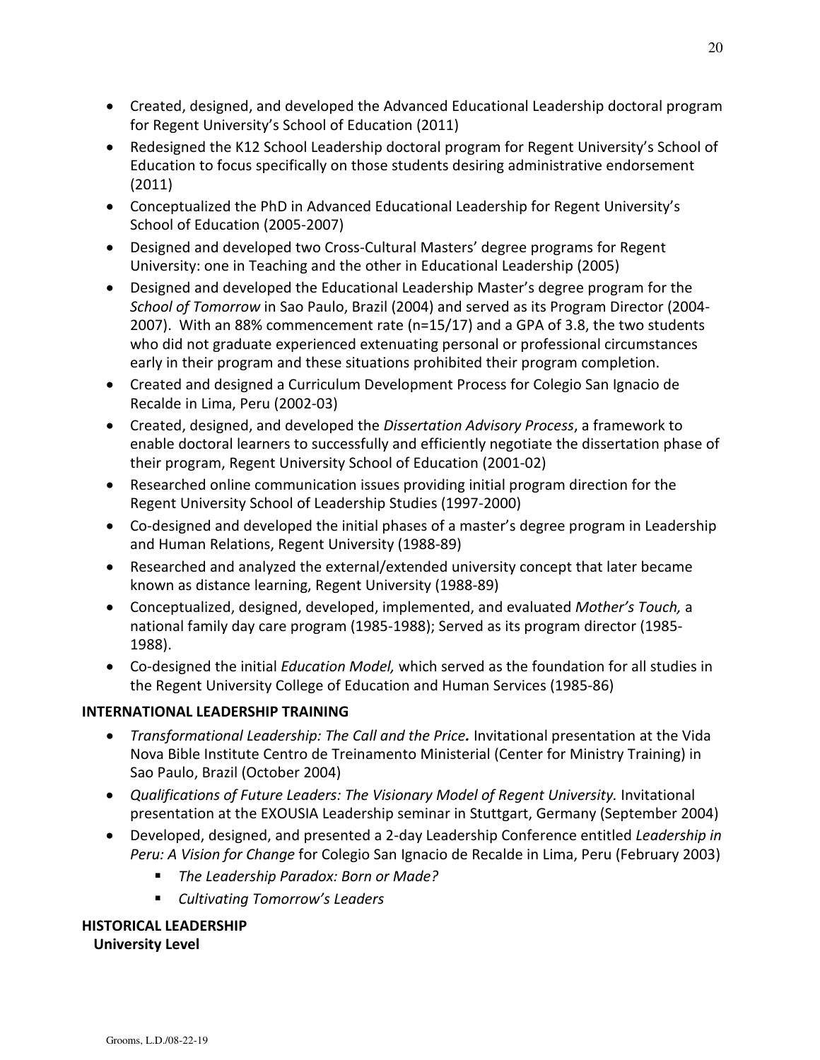- Created, designed, and developed the Advanced Educational Leadership doctoral program for Regent University's School of Education (2011)
- Redesigned the K12 School Leadership doctoral program for Regent University's School of Education to focus specifically on those students desiring administrative endorsement (2011)
- Conceptualized the PhD in Advanced Educational Leadership for Regent University's School of Education (2005-2007)
- Designed and developed two Cross-Cultural Masters' degree programs for Regent University: one in Teaching and the other in Educational Leadership (2005)
- Designed and developed the Educational Leadership Master's degree program for the *School of Tomorrow* in Sao Paulo, Brazil (2004) and served as its Program Director (2004-2007). With an 88% commencement rate (n=15/17) and a GPA of 3.8, the two students who did not graduate experienced extenuating personal or professional circumstances early in their program and these situations prohibited their program completion.
- Created and designed a Curriculum Development Process for Colegio San Ignacio de Recalde in Lima, Peru (2002-03)
- Created, designed, and developed the *Dissertation Advisory Process*, a framework to enable doctoral learners to successfully and efficiently negotiate the dissertation phase of their program, Regent University School of Education (2001-02)
- Researched online communication issues providing initial program direction for the Regent University School of Leadership Studies (1997-2000)
- Co-designed and developed the initial phases of a master's degree program in Leadership and Human Relations, Regent University (1988-89)
- Researched and analyzed the external/extended university concept that later became known as distance learning, Regent University (1988-89)
- Conceptualized, designed, developed, implemented, and evaluated *Mother's Touch,* a national family day care program (1985-1988); Served as its program director (1985-1988).
- Co-designed the initial *Education Model,* which served as the foundation for all studies in the Regent University College of Education and Human Services (1985-86)

**INTERNATIONAL LEADERSHIP TRAINING**

- *Transformational Leadership: The Call and the Price.* Invitational presentation at the Vida Nova Bible Institute Centro de Treinamento Ministerial (Center for Ministry Training) in Sao Paulo, Brazil (October 2004)
- *Qualifications of Future Leaders: The Visionary Model of Regent University.* Invitational presentation at the EXOUSIA Leadership seminar in Stuttgart, Germany (September 2004)
- Developed, designed, and presented a 2-day Leadership Conference entitled *Leadership in Peru: A Vision for Change* for Colegio San Ignacio de Recalde in Lima, Peru (February 2003)
  - *The Leadership Paradox: Born or Made?*
  - *Cultivating Tomorrow's Leaders*

**HISTORICAL LEADERSHIP**

**University Level**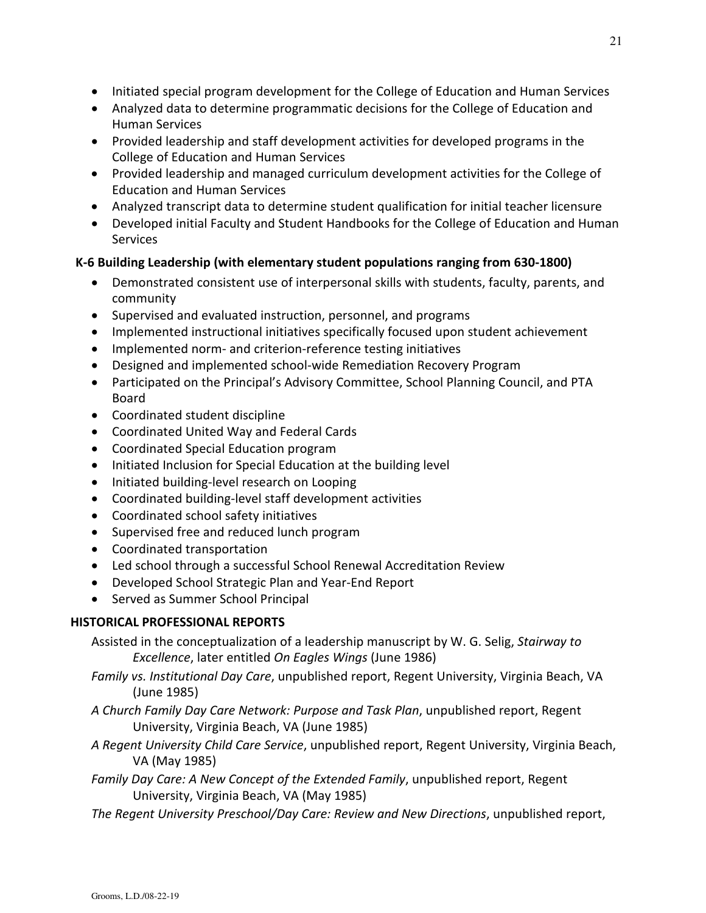- Initiated special program development for the College of Education and Human Services
- Analyzed data to determine programmatic decisions for the College of Education and Human Services
- Provided leadership and staff development activities for developed programs in the College of Education and Human Services
- Provided leadership and managed curriculum development activities for the College of Education and Human Services
- Analyzed transcript data to determine student qualification for initial teacher licensure
- Developed initial Faculty and Student Handbooks for the College of Education and Human Services

**K-6 Building Leadership (with elementary student populations ranging from 630-1800)**

- Demonstrated consistent use of interpersonal skills with students, faculty, parents, and community
- Supervised and evaluated instruction, personnel, and programs
- Implemented instructional initiatives specifically focused upon student achievement
- Implemented norm- and criterion-reference testing initiatives
- Designed and implemented school-wide Remediation Recovery Program
- Participated on the Principal's Advisory Committee, School Planning Council, and PTA Board
- Coordinated student discipline
- Coordinated United Way and Federal Cards
- Coordinated Special Education program
- Initiated Inclusion for Special Education at the building level
- Initiated building-level research on Looping
- Coordinated building-level staff development activities
- Coordinated school safety initiatives
- Supervised free and reduced lunch program
- Coordinated transportation
- Led school through a successful School Renewal Accreditation Review
- Developed School Strategic Plan and Year-End Report
- Served as Summer School Principal

## HISTORICAL PROFESSIONAL REPORTS

Assisted in the conceptualization of a leadership manuscript by W. G. Selig, *Stairway to Excellence*, later entitled *On Eagles Wings* (June 1986)

*Family vs. Institutional Day Care*, unpublished report, Regent University, Virginia Beach, VA (June 1985)

*A Church Family Day Care Network: Purpose and Task Plan*, unpublished report, Regent University, Virginia Beach, VA (June 1985)

*A Regent University Child Care Service*, unpublished report, Regent University, Virginia Beach, VA (May 1985)

*Family Day Care: A New Concept of the Extended Family*, unpublished report, Regent University, Virginia Beach, VA (May 1985)

*The Regent University Preschool/Day Care: Review and New Directions*, unpublished report,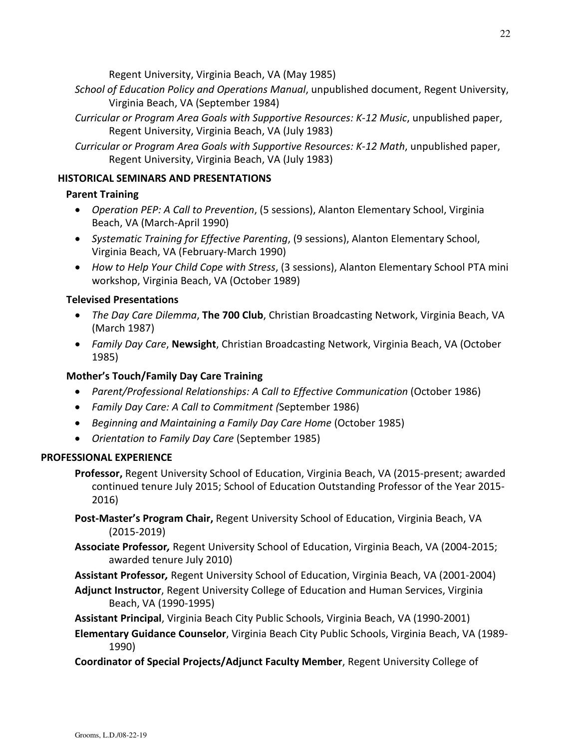Regent University, Virginia Beach, VA (May 1985)

*School of Education Policy and Operations Manual*, unpublished document, Regent University, Virginia Beach, VA (September 1984)

*Curricular or Program Area Goals with Supportive Resources: K-12 Music*, unpublished paper, Regent University, Virginia Beach, VA (July 1983)

*Curricular or Program Area Goals with Supportive Resources: K-12 Math*, unpublished paper, Regent University, Virginia Beach, VA (July 1983)

### HISTORICAL SEMINARS AND PRESENTATIONS

#### Parent Training

- *Operation PEP: A Call to Prevention*, (5 sessions), Alanton Elementary School, Virginia Beach, VA (March-April 1990)
- *Systematic Training for Effective Parenting*, (9 sessions), Alanton Elementary School, Virginia Beach, VA (February-March 1990)
- *How to Help Your Child Cope with Stress*, (3 sessions), Alanton Elementary School PTA mini workshop, Virginia Beach, VA (October 1989)

#### Televised Presentations

- *The Day Care Dilemma*, **The 700 Club**, Christian Broadcasting Network, Virginia Beach, VA (March 1987)
- *Family Day Care*, **Newsight**, Christian Broadcasting Network, Virginia Beach, VA (October 1985)

#### Mother's Touch/Family Day Care Training

- *Parent/Professional Relationships: A Call to Effective Communication* (October 1986)
- *Family Day Care: A Call to Commitment (*September 1986)
- *Beginning and Maintaining a Family Day Care Home* (October 1985)
- *Orientation to Family Day Care* (September 1985)

## PROFESSIONAL EXPERIENCE

**Professor,** Regent University School of Education, Virginia Beach, VA (2015-present; awarded continued tenure July 2015; School of Education Outstanding Professor of the Year 2015-2016)

**Post-Master's Program Chair,** Regent University School of Education, Virginia Beach, VA (2015-2019)

**Associate Professor***,* Regent University School of Education, Virginia Beach, VA (2004-2015; awarded tenure July 2010)

**Assistant Professor***,* Regent University School of Education, Virginia Beach, VA (2001-2004)

**Adjunct Instructor**, Regent University College of Education and Human Services, Virginia Beach, VA (1990-1995)

**Assistant Principal**, Virginia Beach City Public Schools, Virginia Beach, VA (1990-2001)

**Elementary Guidance Counselor**, Virginia Beach City Public Schools, Virginia Beach, VA (1989-1990)

**Coordinator of Special Projects/Adjunct Faculty Member**, Regent University College of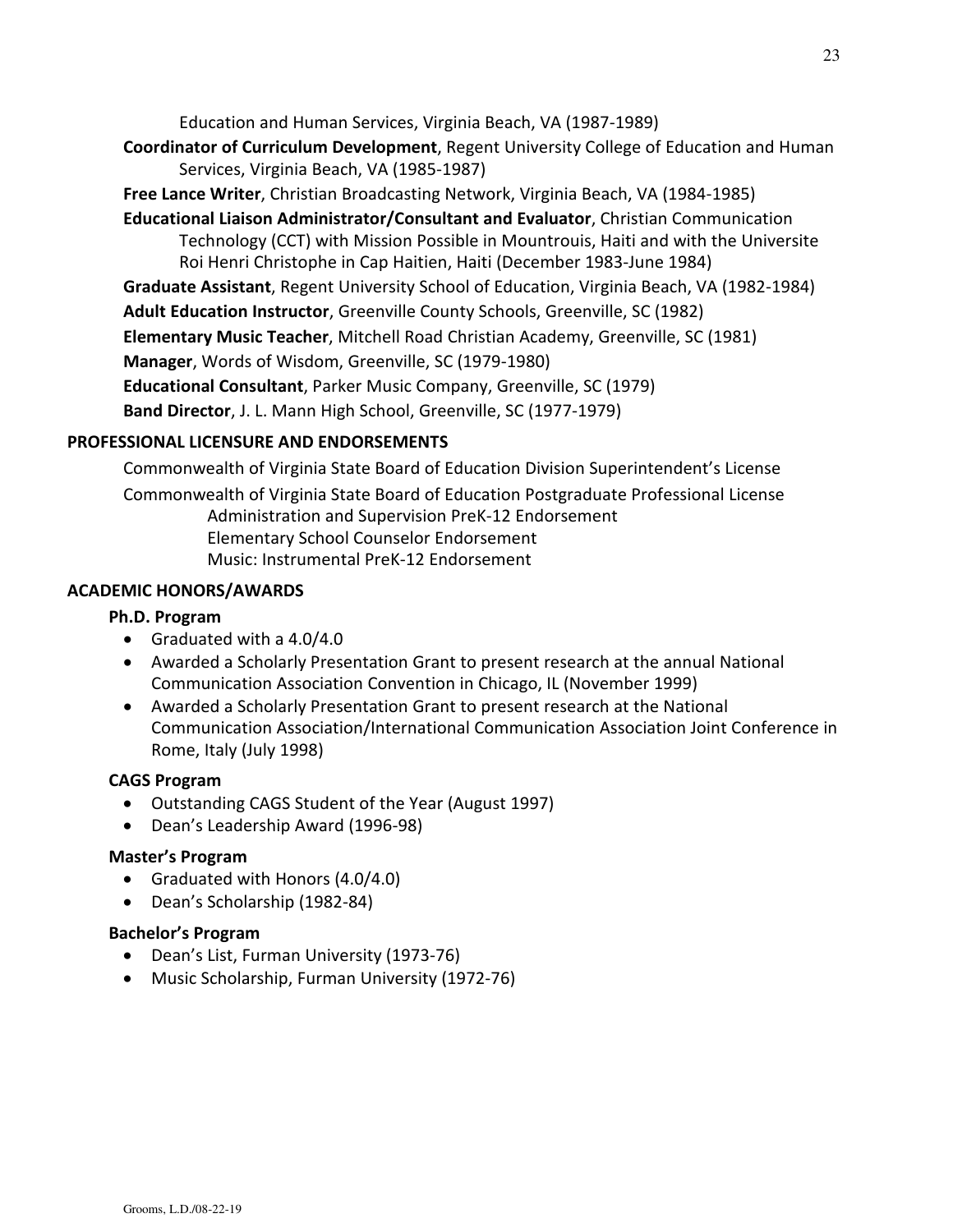Education and Human Services, Virginia Beach, VA (1987-1989)

**Coordinator of Curriculum Development**, Regent University College of Education and Human Services, Virginia Beach, VA (1985-1987)

**Free Lance Writer**, Christian Broadcasting Network, Virginia Beach, VA (1984-1985)

**Educational Liaison Administrator/Consultant and Evaluator**, Christian Communication Technology (CCT) with Mission Possible in Mountrouis, Haiti and with the Universite Roi Henri Christophe in Cap Haitien, Haiti (December 1983-June 1984)

**Graduate Assistant**, Regent University School of Education, Virginia Beach, VA (1982-1984)

**Adult Education Instructor**, Greenville County Schools, Greenville, SC (1982)

**Elementary Music Teacher**, Mitchell Road Christian Academy, Greenville, SC (1981)

**Manager**, Words of Wisdom, Greenville, SC (1979-1980)

**Educational Consultant**, Parker Music Company, Greenville, SC (1979)

**Band Director**, J. L. Mann High School, Greenville, SC (1977-1979)

## PROFESSIONAL LICENSURE AND ENDORSEMENTS

Commonwealth of Virginia State Board of Education Division Superintendent's License

Commonwealth of Virginia State Board of Education Postgraduate Professional License
- Administration and Supervision PreK-12 Endorsement
- Elementary School Counselor Endorsement
- Music: Instrumental PreK-12 Endorsement

## ACADEMIC HONORS/AWARDS

### Ph.D. Program

- Graduated with a 4.0/4.0
- Awarded a Scholarly Presentation Grant to present research at the annual National Communication Association Convention in Chicago, IL (November 1999)
- Awarded a Scholarly Presentation Grant to present research at the National Communication Association/International Communication Association Joint Conference in Rome, Italy (July 1998)

### CAGS Program

- Outstanding CAGS Student of the Year (August 1997)
- Dean's Leadership Award (1996-98)

### Master's Program

- Graduated with Honors (4.0/4.0)
- Dean's Scholarship (1982-84)

### Bachelor's Program

- Dean's List, Furman University (1973-76)
- Music Scholarship, Furman University (1972-76)